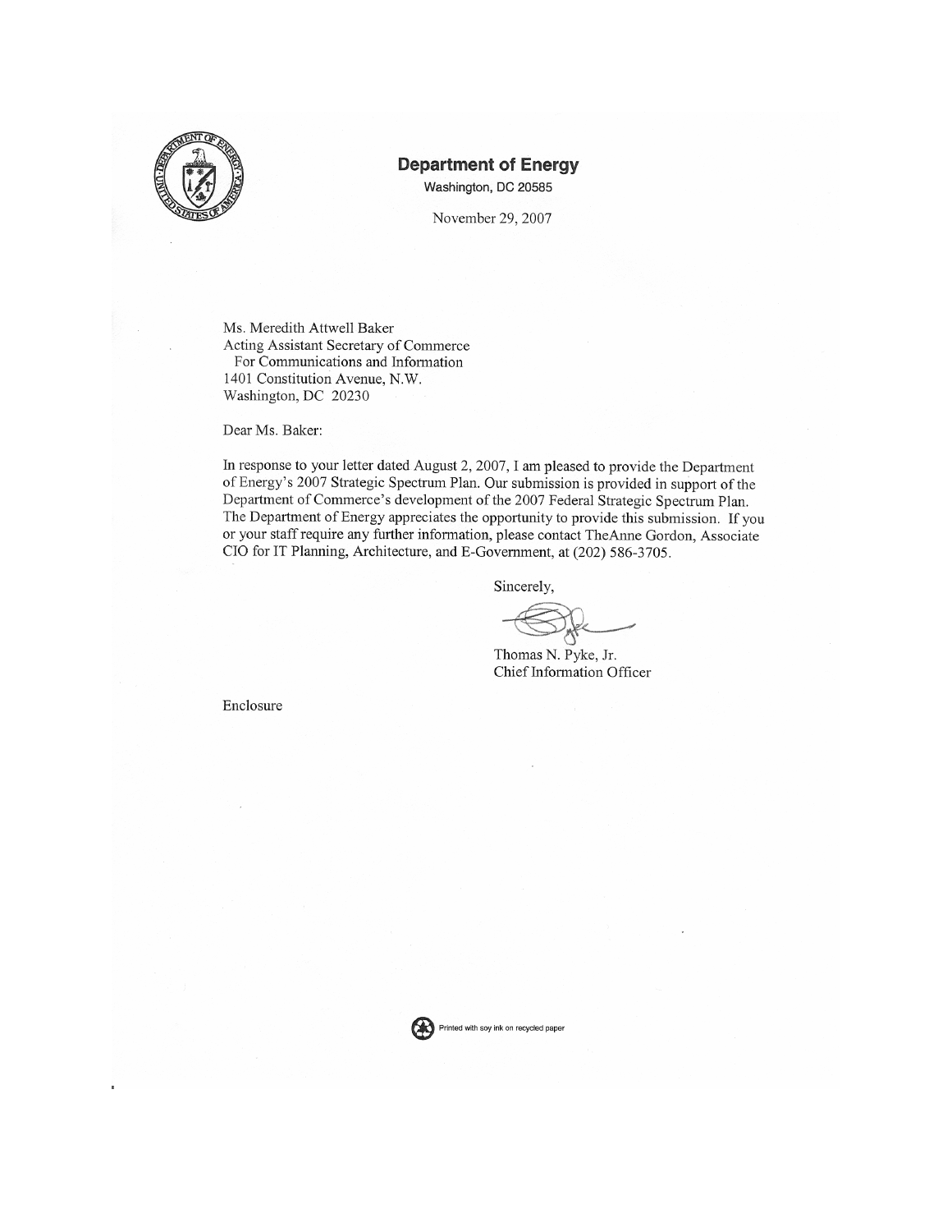**Department of Energy**

Washington, DC 20585

November 29, 2007

Ms. Meredith Attwell Baker
Acting Assistant Secretary of Commerce
For Communications and Information
1401 Constitution Avenue, N.W.
Washington, DC 20230

Dear Ms. Baker:

In response to your letter dated August 2, 2007, I am pleased to provide the Department of Energy's 2007 Strategic Spectrum Plan. Our submission is provided in support of the Department of Commerce's development of the 2007 Federal Strategic Spectrum Plan. The Department of Energy appreciates the opportunity to provide this submission. If you or your staff require any further information, please contact TheAnne Gordon, Associate CIO for IT Planning, Architecture, and E-Government, at (202) 586-3705.

Sincerely,

Thomas N. Pyke, Jr.
Chief Information Officer

Enclosure

Printed with soy ink on recycled paper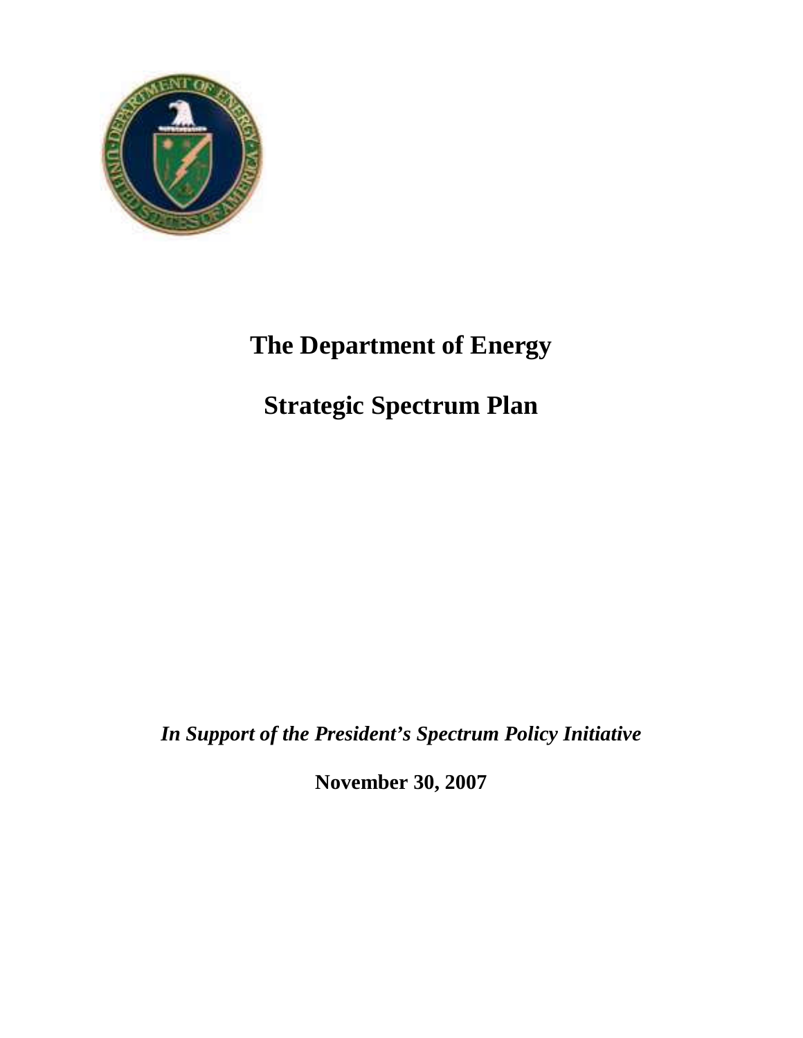# The Department of Energy

# Strategic Spectrum Plan

***In Support of the President's Spectrum Policy Initiative***

**November 30, 2007**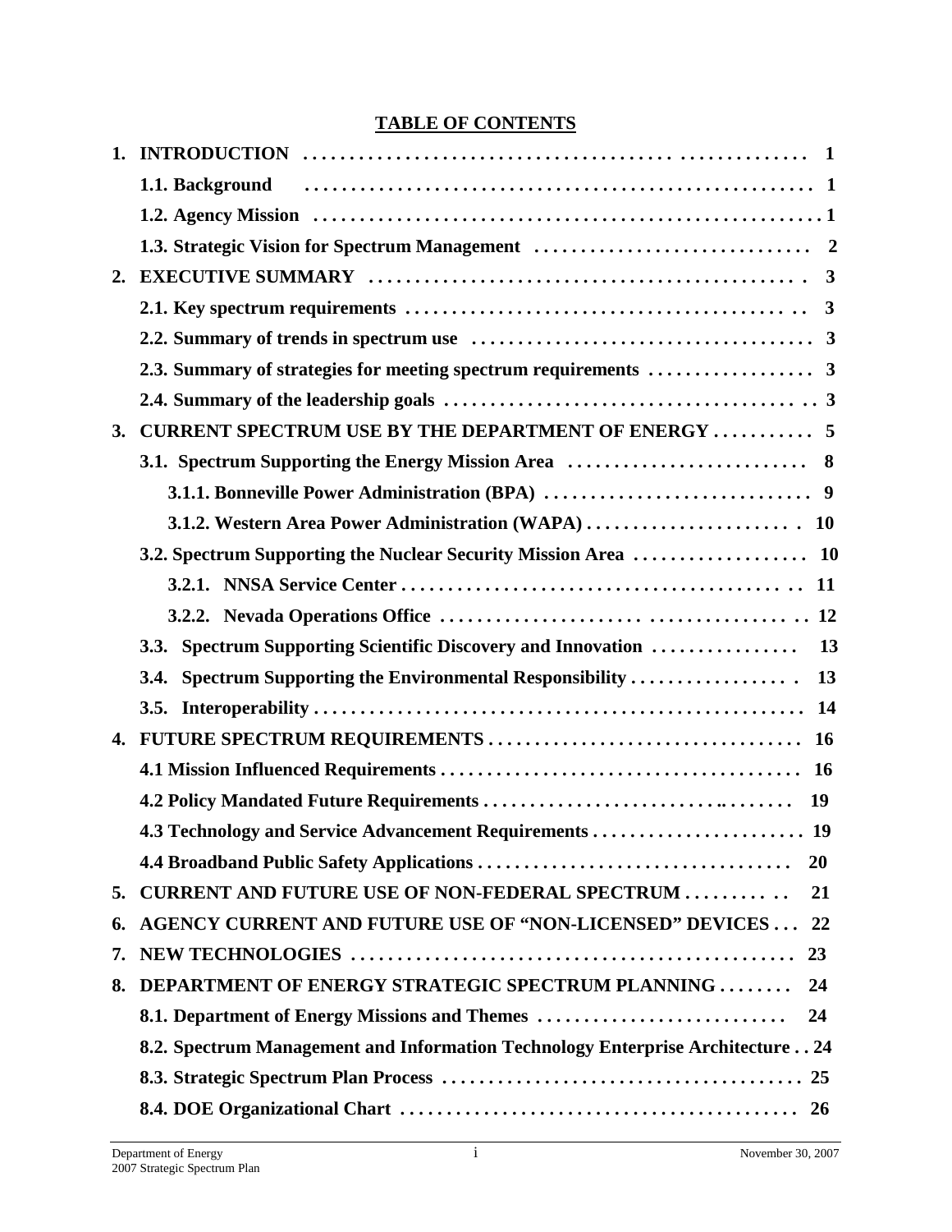## TABLE OF CONTENTS

| | | |
|---|---|---|
| **1.** | **INTRODUCTION** | **1** |
| | **1.1. Background** | **1** |
| | **1.2. Agency Mission** | **1** |
| | **1.3. Strategic Vision for Spectrum Management** | **2** |
| **2.** | **EXECUTIVE SUMMARY** | **3** |
| | **2.1. Key spectrum requirements** | **3** |
| | **2.2. Summary of trends in spectrum use** | **3** |
| | **2.3. Summary of strategies for meeting spectrum requirements** | **3** |
| | **2.4. Summary of the leadership goals** | **3** |
| **3.** | **CURRENT SPECTRUM USE BY THE DEPARTMENT OF ENERGY** | **5** |
| | **3.1. Spectrum Supporting the Energy Mission Area** | **8** |
| | **3.1.1. Bonneville Power Administration (BPA)** | **9** |
| | **3.1.2. Western Area Power Administration (WAPA)** | **10** |
| | **3.2. Spectrum Supporting the Nuclear Security Mission Area** | **10** |
| | **3.2.1. NNSA Service Center** | **11** |
| | **3.2.2. Nevada Operations Office** | **12** |
| | **3.3. Spectrum Supporting Scientific Discovery and Innovation** | **13** |
| | **3.4. Spectrum Supporting the Environmental Responsibility** | **13** |
| | **3.5. Interoperability** | **14** |
| **4.** | **FUTURE SPECTRUM REQUIREMENTS** | **16** |
| | **4.1 Mission Influenced Requirements** | **16** |
| | **4.2 Policy Mandated Future Requirements** | **19** |
| | **4.3 Technology and Service Advancement Requirements** | **19** |
| | **4.4 Broadband Public Safety Applications** | **20** |
| **5.** | **CURRENT AND FUTURE USE OF NON-FEDERAL SPECTRUM** | **21** |
| **6.** | **AGENCY CURRENT AND FUTURE USE OF "NON-LICENSED" DEVICES** | **22** |
| **7.** | **NEW TECHNOLOGIES** | **23** |
| **8.** | **DEPARTMENT OF ENERGY STRATEGIC SPECTRUM PLANNING** | **24** |
| | **8.1. Department of Energy Missions and Themes** | **24** |
| | **8.2. Spectrum Management and Information Technology Enterprise Architecture** | **24** |
| | **8.3. Strategic Spectrum Plan Process** | **25** |
| | **8.4. DOE Organizational Chart** | **26** |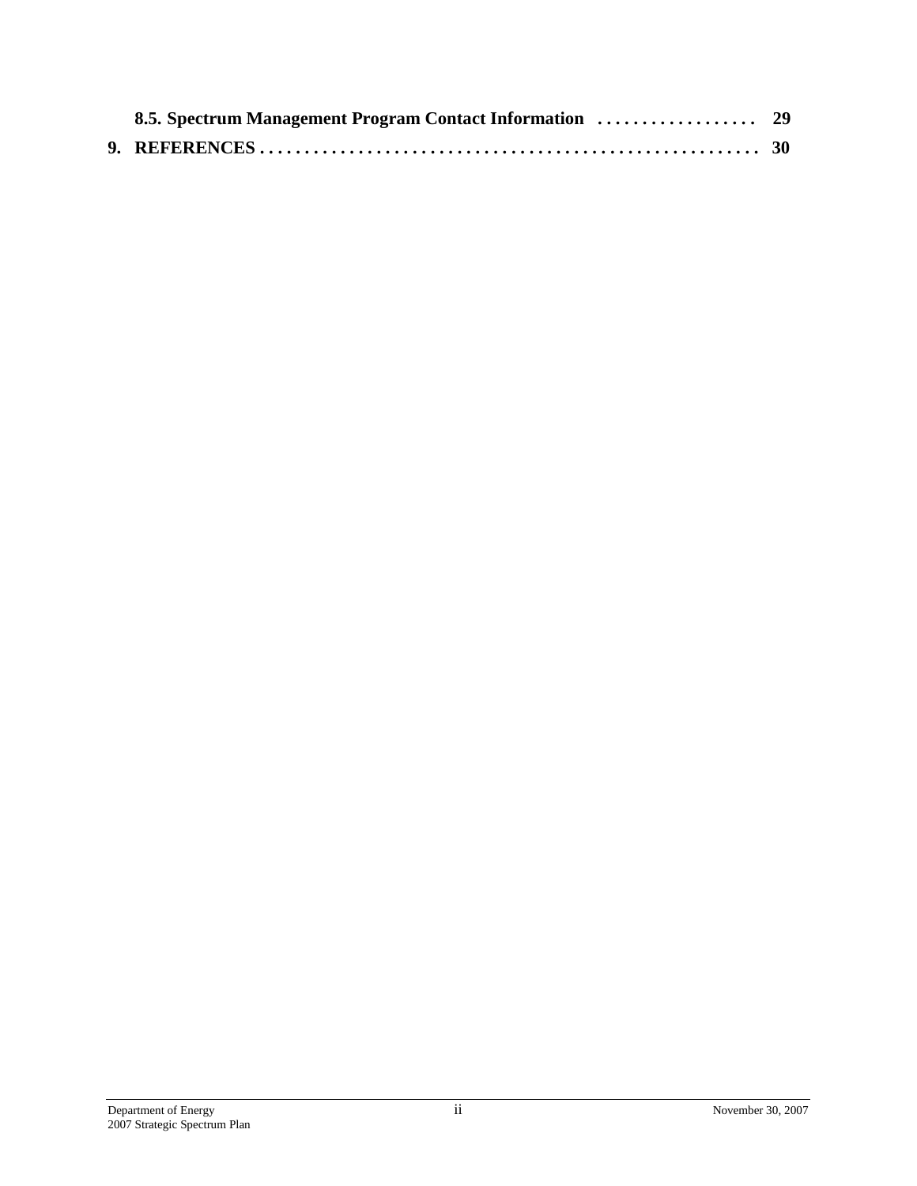**8.5. Spectrum Management Program Contact Information . . . . . . . . . . . . . . . . . . 29**

**9. REFERENCES . . . . . . . . . . . . . . . . . . . . . . . . . . . . . . . . . . . . . . . . . . . . . . . . . . . . . . . . 30**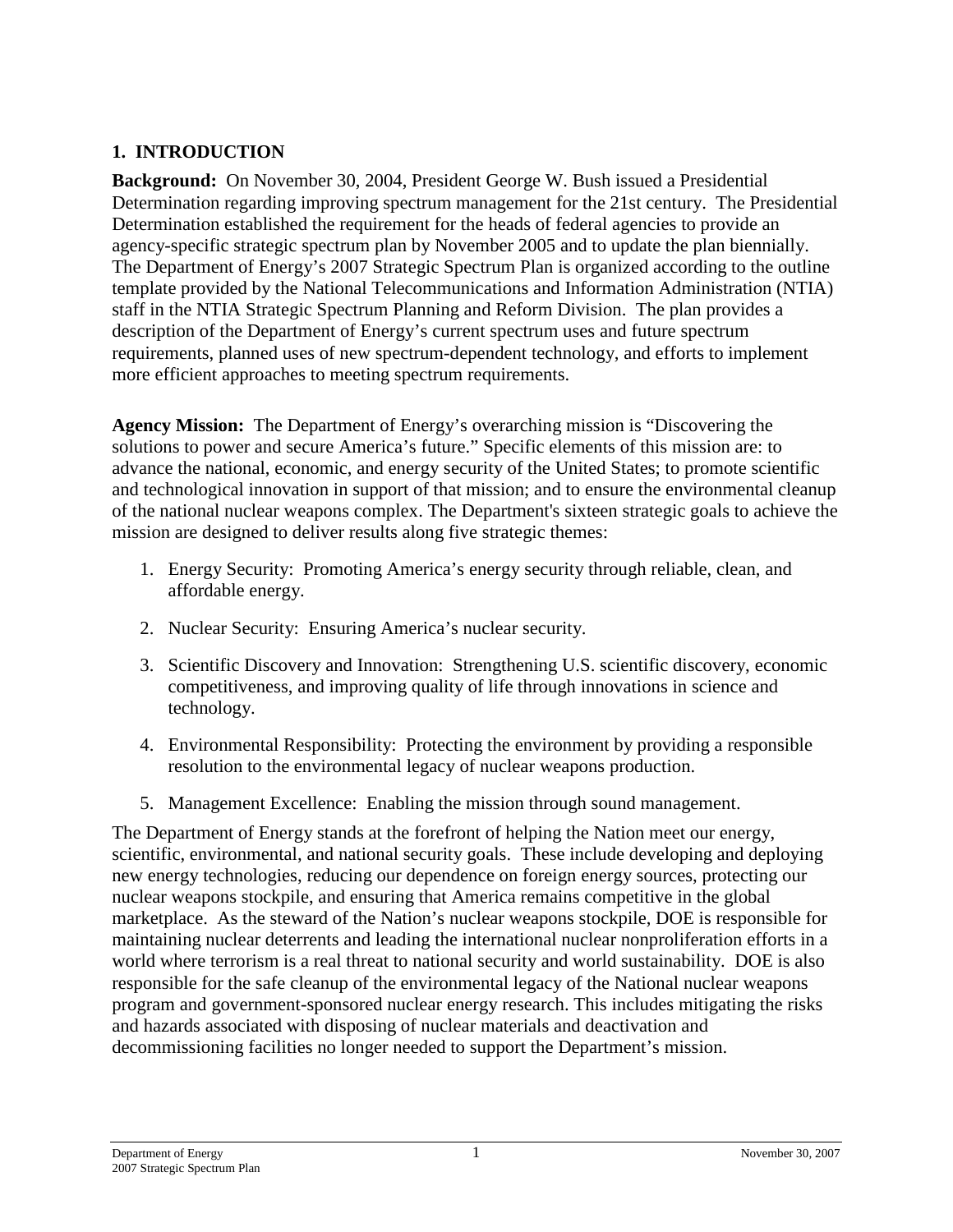# 1. INTRODUCTION

**Background:** On November 30, 2004, President George W. Bush issued a Presidential Determination regarding improving spectrum management for the 21st century. The Presidential Determination established the requirement for the heads of federal agencies to provide an agency-specific strategic spectrum plan by November 2005 and to update the plan biennially. The Department of Energy's 2007 Strategic Spectrum Plan is organized according to the outline template provided by the National Telecommunications and Information Administration (NTIA) staff in the NTIA Strategic Spectrum Planning and Reform Division. The plan provides a description of the Department of Energy's current spectrum uses and future spectrum requirements, planned uses of new spectrum-dependent technology, and efforts to implement more efficient approaches to meeting spectrum requirements.

**Agency Mission:** The Department of Energy's overarching mission is "Discovering the solutions to power and secure America's future." Specific elements of this mission are: to advance the national, economic, and energy security of the United States; to promote scientific and technological innovation in support of that mission; and to ensure the environmental cleanup of the national nuclear weapons complex. The Department's sixteen strategic goals to achieve the mission are designed to deliver results along five strategic themes:

1. Energy Security: Promoting America's energy security through reliable, clean, and affordable energy.
2. Nuclear Security: Ensuring America's nuclear security.
3. Scientific Discovery and Innovation: Strengthening U.S. scientific discovery, economic competitiveness, and improving quality of life through innovations in science and technology.
4. Environmental Responsibility: Protecting the environment by providing a responsible resolution to the environmental legacy of nuclear weapons production.
5. Management Excellence: Enabling the mission through sound management.

The Department of Energy stands at the forefront of helping the Nation meet our energy, scientific, environmental, and national security goals. These include developing and deploying new energy technologies, reducing our dependence on foreign energy sources, protecting our nuclear weapons stockpile, and ensuring that America remains competitive in the global marketplace. As the steward of the Nation's nuclear weapons stockpile, DOE is responsible for maintaining nuclear deterrents and leading the international nuclear nonproliferation efforts in a world where terrorism is a real threat to national security and world sustainability. DOE is also responsible for the safe cleanup of the environmental legacy of the National nuclear weapons program and government-sponsored nuclear energy research. This includes mitigating the risks and hazards associated with disposing of nuclear materials and deactivation and decommissioning facilities no longer needed to support the Department's mission.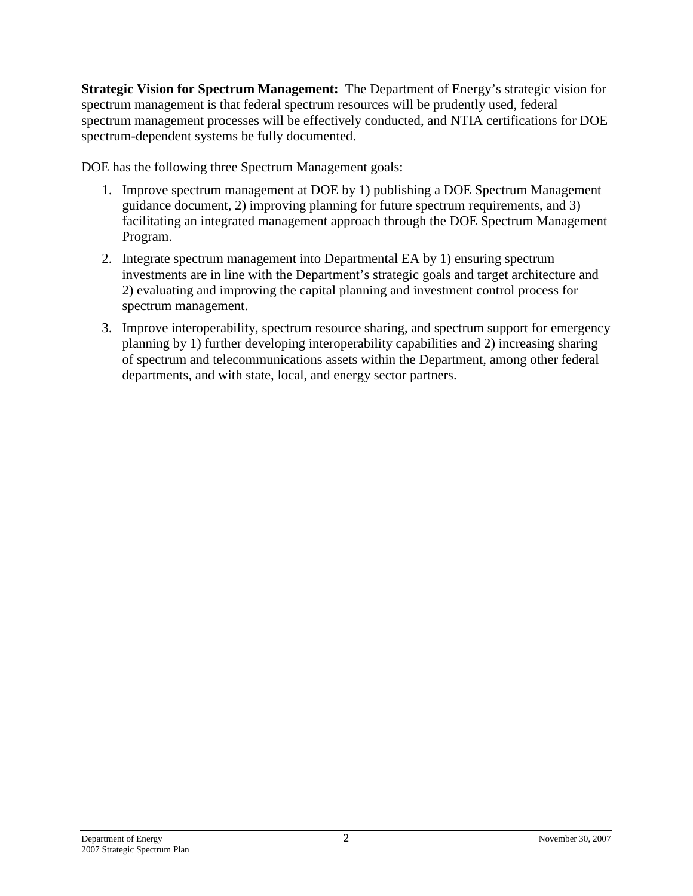**Strategic Vision for Spectrum Management:** The Department of Energy's strategic vision for spectrum management is that federal spectrum resources will be prudently used, federal spectrum management processes will be effectively conducted, and NTIA certifications for DOE spectrum-dependent systems be fully documented.

DOE has the following three Spectrum Management goals:

1. Improve spectrum management at DOE by 1) publishing a DOE Spectrum Management guidance document, 2) improving planning for future spectrum requirements, and 3) facilitating an integrated management approach through the DOE Spectrum Management Program.
2. Integrate spectrum management into Departmental EA by 1) ensuring spectrum investments are in line with the Department's strategic goals and target architecture and 2) evaluating and improving the capital planning and investment control process for spectrum management.
3. Improve interoperability, spectrum resource sharing, and spectrum support for emergency planning by 1) further developing interoperability capabilities and 2) increasing sharing of spectrum and telecommunications assets within the Department, among other federal departments, and with state, local, and energy sector partners.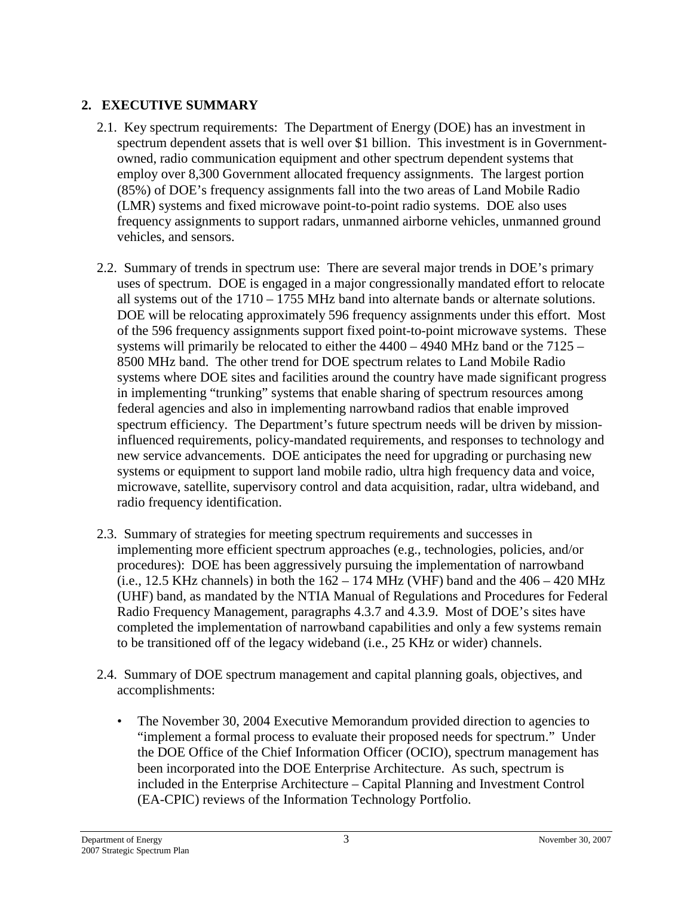## 2. EXECUTIVE SUMMARY

2.1. Key spectrum requirements: The Department of Energy (DOE) has an investment in spectrum dependent assets that is well over $1 billion. This investment is in Government-owned, radio communication equipment and other spectrum dependent systems that employ over 8,300 Government allocated frequency assignments. The largest portion (85%) of DOE's frequency assignments fall into the two areas of Land Mobile Radio (LMR) systems and fixed microwave point-to-point radio systems. DOE also uses frequency assignments to support radars, unmanned airborne vehicles, unmanned ground vehicles, and sensors.

2.2. Summary of trends in spectrum use: There are several major trends in DOE's primary uses of spectrum. DOE is engaged in a major congressionally mandated effort to relocate all systems out of the 1710 – 1755 MHz band into alternate bands or alternate solutions. DOE will be relocating approximately 596 frequency assignments under this effort. Most of the 596 frequency assignments support fixed point-to-point microwave systems. These systems will primarily be relocated to either the 4400 – 4940 MHz band or the 7125 – 8500 MHz band. The other trend for DOE spectrum relates to Land Mobile Radio systems where DOE sites and facilities around the country have made significant progress in implementing "trunking" systems that enable sharing of spectrum resources among federal agencies and also in implementing narrowband radios that enable improved spectrum efficiency. The Department's future spectrum needs will be driven by mission-influenced requirements, policy-mandated requirements, and responses to technology and new service advancements. DOE anticipates the need for upgrading or purchasing new systems or equipment to support land mobile radio, ultra high frequency data and voice, microwave, satellite, supervisory control and data acquisition, radar, ultra wideband, and radio frequency identification.

2.3. Summary of strategies for meeting spectrum requirements and successes in implementing more efficient spectrum approaches (e.g., technologies, policies, and/or procedures): DOE has been aggressively pursuing the implementation of narrowband (i.e., 12.5 KHz channels) in both the 162 – 174 MHz (VHF) band and the 406 – 420 MHz (UHF) band, as mandated by the NTIA Manual of Regulations and Procedures for Federal Radio Frequency Management, paragraphs 4.3.7 and 4.3.9. Most of DOE's sites have completed the implementation of narrowband capabilities and only a few systems remain to be transitioned off of the legacy wideband (i.e., 25 KHz or wider) channels.

2.4. Summary of DOE spectrum management and capital planning goals, objectives, and accomplishments:

- The November 30, 2004 Executive Memorandum provided direction to agencies to "implement a formal process to evaluate their proposed needs for spectrum." Under the DOE Office of the Chief Information Officer (OCIO), spectrum management has been incorporated into the DOE Enterprise Architecture. As such, spectrum is included in the Enterprise Architecture – Capital Planning and Investment Control (EA-CPIC) reviews of the Information Technology Portfolio.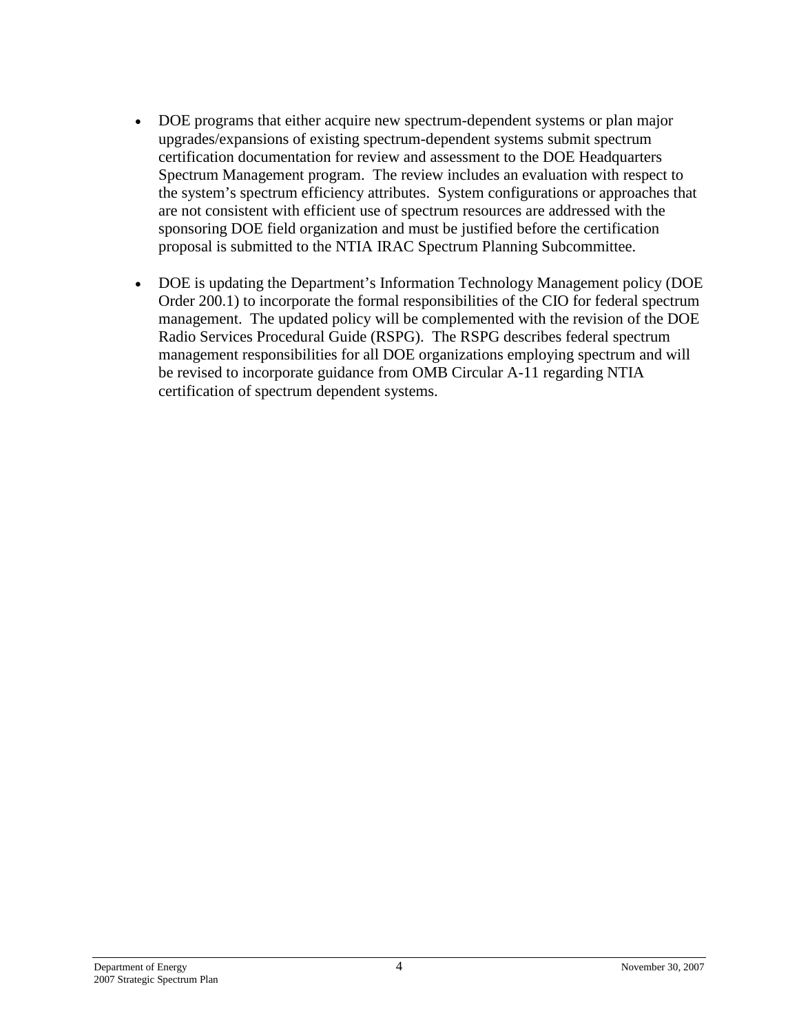- DOE programs that either acquire new spectrum-dependent systems or plan major upgrades/expansions of existing spectrum-dependent systems submit spectrum certification documentation for review and assessment to the DOE Headquarters Spectrum Management program. The review includes an evaluation with respect to the system's spectrum efficiency attributes. System configurations or approaches that are not consistent with efficient use of spectrum resources are addressed with the sponsoring DOE field organization and must be justified before the certification proposal is submitted to the NTIA IRAC Spectrum Planning Subcommittee.

- DOE is updating the Department's Information Technology Management policy (DOE Order 200.1) to incorporate the formal responsibilities of the CIO for federal spectrum management. The updated policy will be complemented with the revision of the DOE Radio Services Procedural Guide (RSPG). The RSPG describes federal spectrum management responsibilities for all DOE organizations employing spectrum and will be revised to incorporate guidance from OMB Circular A-11 regarding NTIA certification of spectrum dependent systems.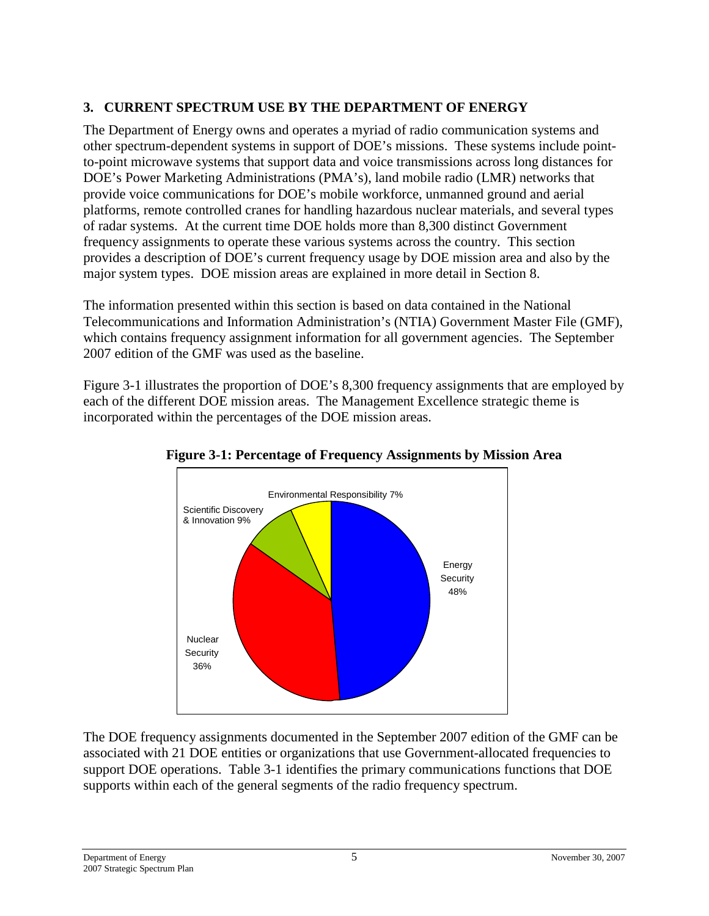## 3. CURRENT SPECTRUM USE BY THE DEPARTMENT OF ENERGY

The Department of Energy owns and operates a myriad of radio communication systems and other spectrum-dependent systems in support of DOE's missions. These systems include point-to-point microwave systems that support data and voice transmissions across long distances for DOE's Power Marketing Administrations (PMA's), land mobile radio (LMR) networks that provide voice communications for DOE's mobile workforce, unmanned ground and aerial platforms, remote controlled cranes for handling hazardous nuclear materials, and several types of radar systems. At the current time DOE holds more than 8,300 distinct Government frequency assignments to operate these various systems across the country. This section provides a description of DOE's current frequency usage by DOE mission area and also by the major system types. DOE mission areas are explained in more detail in Section 8.

The information presented within this section is based on data contained in the National Telecommunications and Information Administration's (NTIA) Government Master File (GMF), which contains frequency assignment information for all government agencies. The September 2007 edition of the GMF was used as the baseline.

Figure 3-1 illustrates the proportion of DOE's 8,300 frequency assignments that are employed by each of the different DOE mission areas. The Management Excellence strategic theme is incorporated within the percentages of the DOE mission areas.

**Figure 3-1: Percentage of Frequency Assignments by Mission Area**

Environmental Responsibility 7%

Scientific Discovery & Innovation 9%

Energy Security 48%

Nuclear Security 36%

The DOE frequency assignments documented in the September 2007 edition of the GMF can be associated with 21 DOE entities or organizations that use Government-allocated frequencies to support DOE operations. Table 3-1 identifies the primary communications functions that DOE supports within each of the general segments of the radio frequency spectrum.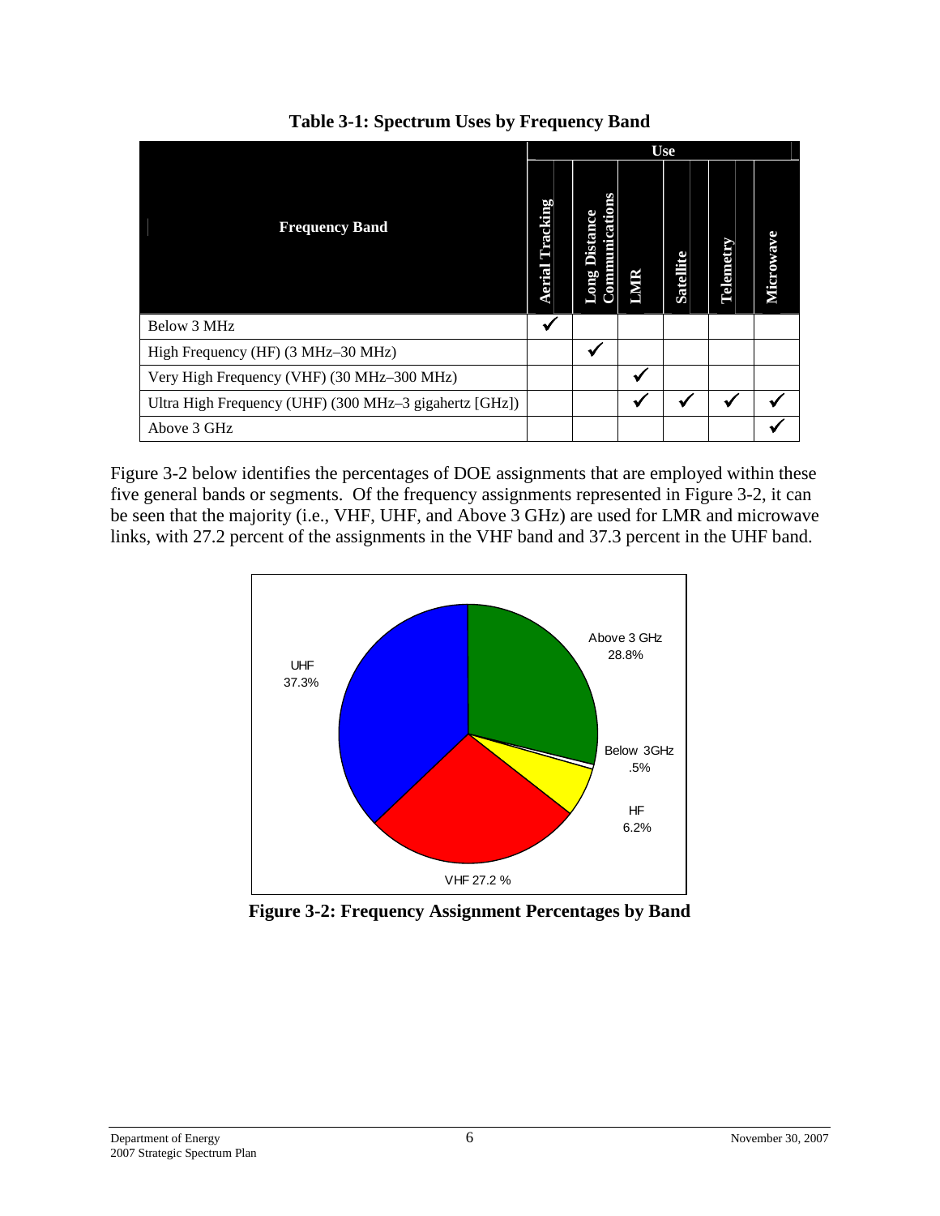**Table 3-1: Spectrum Uses by Frequency Band**

| Frequency Band | Use | | | | | |
|---|---|---|---|---|---|---|
| | Aerial Tracking | Long Distance Communications | LMR | Satellite | Telemetry | Microwave |
| Below 3 MHz | ✓ | | | | | |
| High Frequency (HF) (3 MHz–30 MHz) | | ✓ | | | | |
| Very High Frequency (VHF) (30 MHz–300 MHz) | | | ✓ | | | |
| Ultra High Frequency (UHF) (300 MHz–3 gigahertz [GHz]) | | | ✓ | ✓ | ✓ | ✓ |
| Above 3 GHz | | | | | | ✓ |

Figure 3-2 below identifies the percentages of DOE assignments that are employed within these five general bands or segments. Of the frequency assignments represented in Figure 3-2, it can be seen that the majority (i.e., VHF, UHF, and Above 3 GHz) are used for LMR and microwave links, with 27.2 percent of the assignments in the VHF band and 37.3 percent in the UHF band.

| Band | Percentage |
|---|---|
| UHF | 37.3% |
| Above 3 GHz | 28.8% |
| Below 3GHz | .5% |
| HF | 6.2% |
| VHF | 27.2 % |

**Figure 3-2: Frequency Assignment Percentages by Band**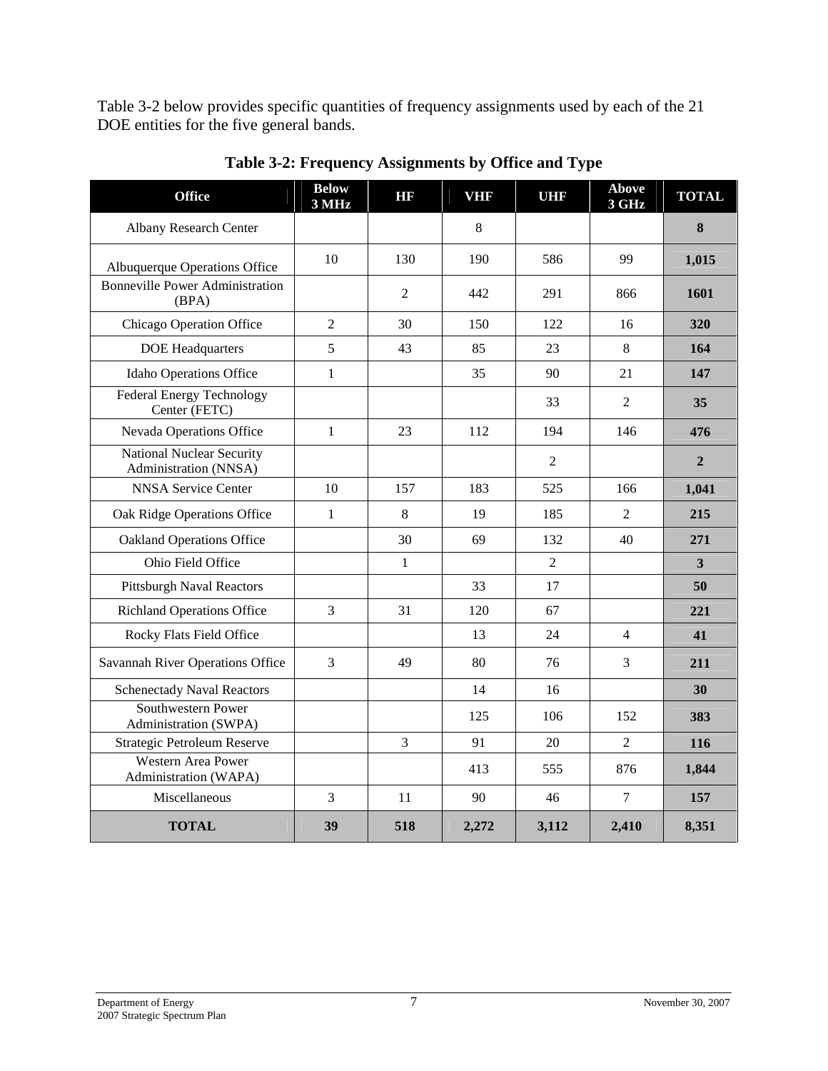Table 3-2 below provides specific quantities of frequency assignments used by each of the 21 DOE entities for the five general bands.

**Table 3-2: Frequency Assignments by Office and Type**

| Office | Below 3 MHz | HF | VHF | UHF | Above 3 GHz | TOTAL |
|---|---|---|---|---|---|---|
| Albany Research Center | | | 8 | | | **8** |
| Albuquerque Operations Office | 10 | 130 | 190 | 586 | 99 | **1,015** |
| Bonneville Power Administration (BPA) | | 2 | 442 | 291 | 866 | **1601** |
| Chicago Operation Office | 2 | 30 | 150 | 122 | 16 | **320** |
| DOE Headquarters | 5 | 43 | 85 | 23 | 8 | **164** |
| Idaho Operations Office | 1 | | 35 | 90 | 21 | **147** |
| Federal Energy Technology Center (FETC) | | | | 33 | 2 | **35** |
| Nevada Operations Office | 1 | 23 | 112 | 194 | 146 | **476** |
| National Nuclear Security Administration (NNSA) | | | | 2 | | **2** |
| NNSA Service Center | 10 | 157 | 183 | 525 | 166 | **1,041** |
| Oak Ridge Operations Office | 1 | 8 | 19 | 185 | 2 | **215** |
| Oakland Operations Office | | 30 | 69 | 132 | 40 | **271** |
| Ohio Field Office | | 1 | | 2 | | **3** |
| Pittsburgh Naval Reactors | | | 33 | 17 | | **50** |
| Richland Operations Office | 3 | 31 | 120 | 67 | | **221** |
| Rocky Flats Field Office | | | 13 | 24 | 4 | **41** |
| Savannah River Operations Office | 3 | 49 | 80 | 76 | 3 | **211** |
| Schenectady Naval Reactors | | | 14 | 16 | | **30** |
| Southwestern Power Administration (SWPA) | | | 125 | 106 | 152 | **383** |
| Strategic Petroleum Reserve | | 3 | 91 | 20 | 2 | **116** |
| Western Area Power Administration (WAPA) | | | 413 | 555 | 876 | **1,844** |
| Miscellaneous | 3 | 11 | 90 | 46 | 7 | **157** |
| **TOTAL** | **39** | **518** | **2,272** | **3,112** | **2,410** | **8,351** |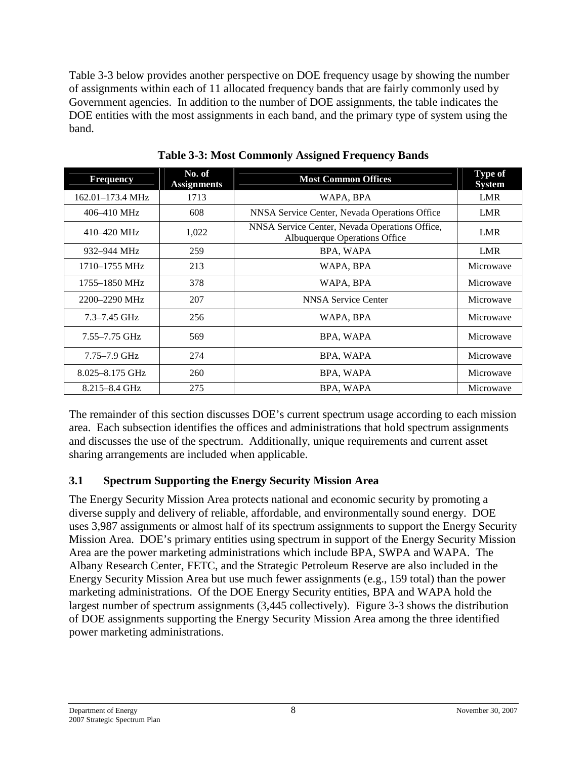Table 3-3 below provides another perspective on DOE frequency usage by showing the number of assignments within each of 11 allocated frequency bands that are fairly commonly used by Government agencies. In addition to the number of DOE assignments, the table indicates the DOE entities with the most assignments in each band, and the primary type of system using the band.

**Table 3-3: Most Commonly Assigned Frequency Bands**

| Frequency | No. of Assignments | Most Common Offices | Type of System |
|---|---|---|---|
| 162.01–173.4 MHz | 1713 | WAPA, BPA | LMR |
| 406–410 MHz | 608 | NNSA Service Center, Nevada Operations Office | LMR |
| 410–420 MHz | 1,022 | NNSA Service Center, Nevada Operations Office, Albuquerque Operations Office | LMR |
| 932–944 MHz | 259 | BPA, WAPA | LMR |
| 1710–1755 MHz | 213 | WAPA, BPA | Microwave |
| 1755–1850 MHz | 378 | WAPA, BPA | Microwave |
| 2200–2290 MHz | 207 | NNSA Service Center | Microwave |
| 7.3–7.45 GHz | 256 | WAPA, BPA | Microwave |
| 7.55–7.75 GHz | 569 | BPA, WAPA | Microwave |
| 7.75–7.9 GHz | 274 | BPA, WAPA | Microwave |
| 8.025–8.175 GHz | 260 | BPA, WAPA | Microwave |
| 8.215–8.4 GHz | 275 | BPA, WAPA | Microwave |

The remainder of this section discusses DOE's current spectrum usage according to each mission area. Each subsection identifies the offices and administrations that hold spectrum assignments and discusses the use of the spectrum. Additionally, unique requirements and current asset sharing arrangements are included when applicable.

## 3.1 Spectrum Supporting the Energy Security Mission Area

The Energy Security Mission Area protects national and economic security by promoting a diverse supply and delivery of reliable, affordable, and environmentally sound energy. DOE uses 3,987 assignments or almost half of its spectrum assignments to support the Energy Security Mission Area. DOE's primary entities using spectrum in support of the Energy Security Mission Area are the power marketing administrations which include BPA, SWPA and WAPA. The Albany Research Center, FETC, and the Strategic Petroleum Reserve are also included in the Energy Security Mission Area but use much fewer assignments (e.g., 159 total) than the power marketing administrations. Of the DOE Energy Security entities, BPA and WAPA hold the largest number of spectrum assignments (3,445 collectively). Figure 3-3 shows the distribution of DOE assignments supporting the Energy Security Mission Area among the three identified power marketing administrations.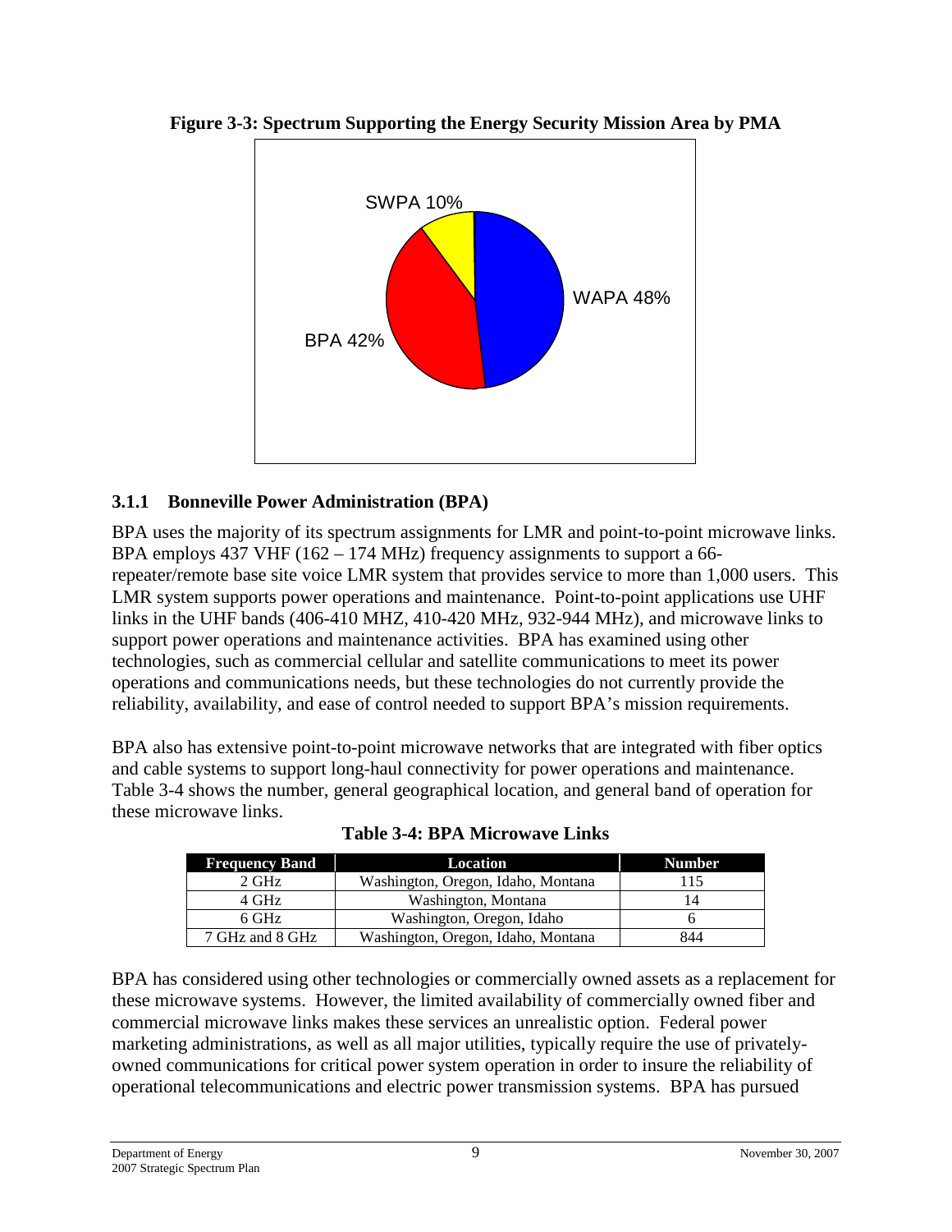**Figure 3-3: Spectrum Supporting the Energy Security Mission Area by PMA**

SWPA 10%

WAPA 48%

BPA 42%

### 3.1.1 Bonneville Power Administration (BPA)

BPA uses the majority of its spectrum assignments for LMR and point-to-point microwave links. BPA employs 437 VHF (162 – 174 MHz) frequency assignments to support a 66-repeater/remote base site voice LMR system that provides service to more than 1,000 users. This LMR system supports power operations and maintenance. Point-to-point applications use UHF links in the UHF bands (406-410 MHZ, 410-420 MHz, 932-944 MHz), and microwave links to support power operations and maintenance activities. BPA has examined using other technologies, such as commercial cellular and satellite communications to meet its power operations and communications needs, but these technologies do not currently provide the reliability, availability, and ease of control needed to support BPA's mission requirements.

BPA also has extensive point-to-point microwave networks that are integrated with fiber optics and cable systems to support long-haul connectivity for power operations and maintenance. Table 3-4 shows the number, general geographical location, and general band of operation for these microwave links.

**Table 3-4: BPA Microwave Links**

| Frequency Band | Location | Number |
|---|---|---|
| 2 GHz | Washington, Oregon, Idaho, Montana | 115 |
| 4 GHz | Washington, Montana | 14 |
| 6 GHz | Washington, Oregon, Idaho | 6 |
| 7 GHz and 8 GHz | Washington, Oregon, Idaho, Montana | 844 |

BPA has considered using other technologies or commercially owned assets as a replacement for these microwave systems. However, the limited availability of commercially owned fiber and commercial microwave links makes these services an unrealistic option. Federal power marketing administrations, as well as all major utilities, typically require the use of privately-owned communications for critical power system operation in order to insure the reliability of operational telecommunications and electric power transmission systems. BPA has pursued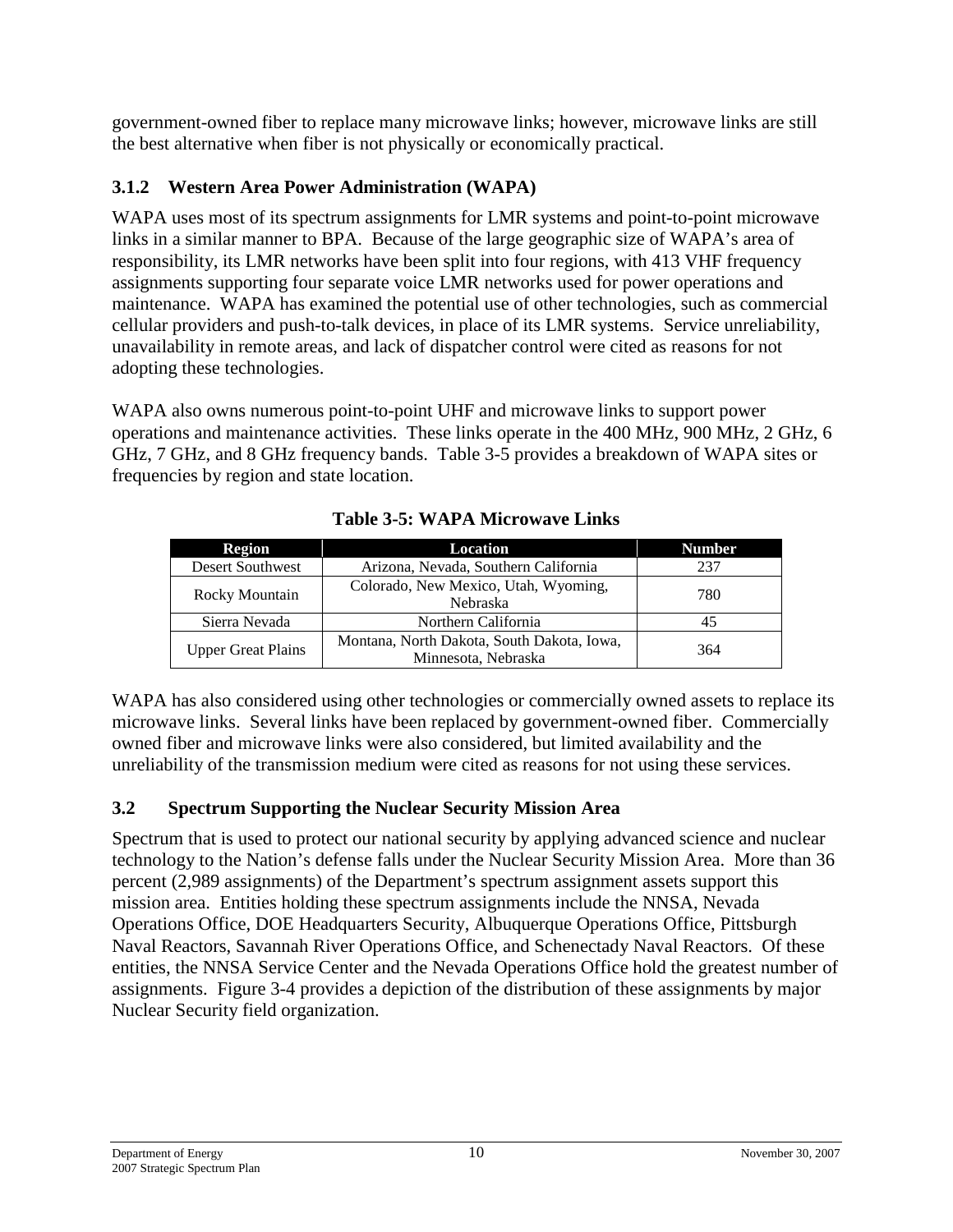government-owned fiber to replace many microwave links; however, microwave links are still the best alternative when fiber is not physically or economically practical.

### 3.1.2 Western Area Power Administration (WAPA)

WAPA uses most of its spectrum assignments for LMR systems and point-to-point microwave links in a similar manner to BPA. Because of the large geographic size of WAPA's area of responsibility, its LMR networks have been split into four regions, with 413 VHF frequency assignments supporting four separate voice LMR networks used for power operations and maintenance. WAPA has examined the potential use of other technologies, such as commercial cellular providers and push-to-talk devices, in place of its LMR systems. Service unreliability, unavailability in remote areas, and lack of dispatcher control were cited as reasons for not adopting these technologies.

WAPA also owns numerous point-to-point UHF and microwave links to support power operations and maintenance activities. These links operate in the 400 MHz, 900 MHz, 2 GHz, 6 GHz, 7 GHz, and 8 GHz frequency bands. Table 3-5 provides a breakdown of WAPA sites or frequencies by region and state location.

**Table 3-5: WAPA Microwave Links**

| Region | Location | Number |
|---|---|---|
| Desert Southwest | Arizona, Nevada, Southern California | 237 |
| Rocky Mountain | Colorado, New Mexico, Utah, Wyoming, Nebraska | 780 |
| Sierra Nevada | Northern California | 45 |
| Upper Great Plains | Montana, North Dakota, South Dakota, Iowa, Minnesota, Nebraska | 364 |

WAPA has also considered using other technologies or commercially owned assets to replace its microwave links. Several links have been replaced by government-owned fiber. Commercially owned fiber and microwave links were also considered, but limited availability and the unreliability of the transmission medium were cited as reasons for not using these services.

## 3.2 Spectrum Supporting the Nuclear Security Mission Area

Spectrum that is used to protect our national security by applying advanced science and nuclear technology to the Nation's defense falls under the Nuclear Security Mission Area. More than 36 percent (2,989 assignments) of the Department's spectrum assignment assets support this mission area. Entities holding these spectrum assignments include the NNSA, Nevada Operations Office, DOE Headquarters Security, Albuquerque Operations Office, Pittsburgh Naval Reactors, Savannah River Operations Office, and Schenectady Naval Reactors. Of these entities, the NNSA Service Center and the Nevada Operations Office hold the greatest number of assignments. Figure 3-4 provides a depiction of the distribution of these assignments by major Nuclear Security field organization.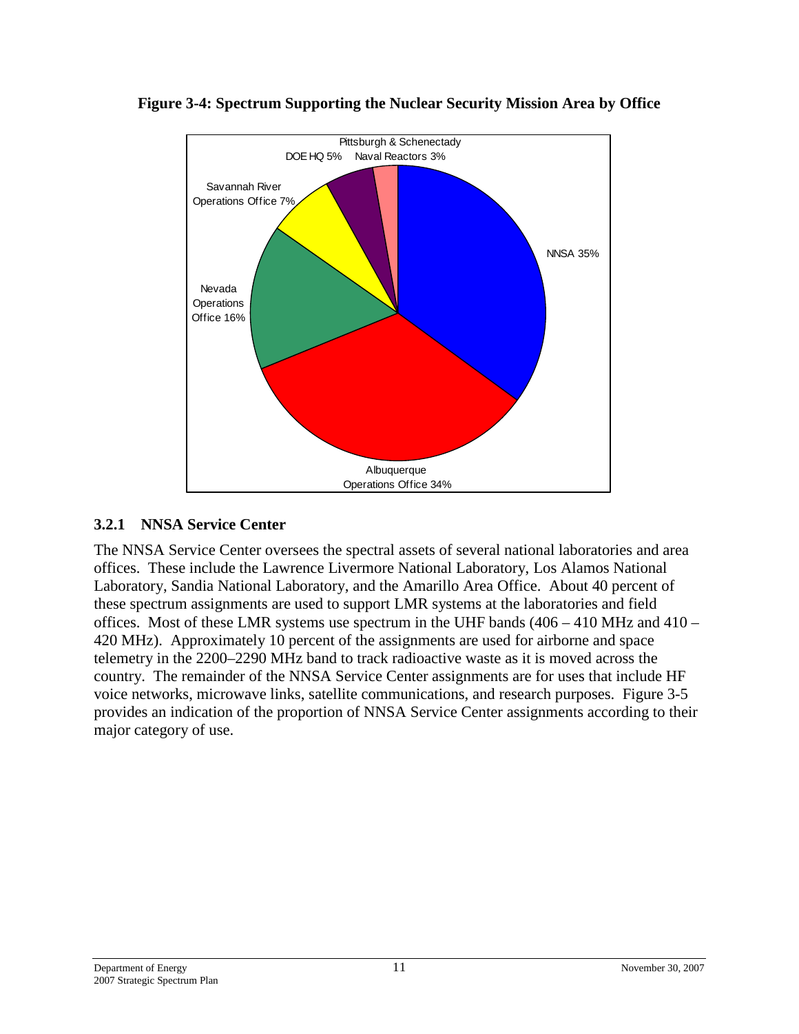**Figure 3-4: Spectrum Supporting the Nuclear Security Mission Area by Office**

### 3.2.1 NNSA Service Center

The NNSA Service Center oversees the spectral assets of several national laboratories and area offices. These include the Lawrence Livermore National Laboratory, Los Alamos National Laboratory, Sandia National Laboratory, and the Amarillo Area Office. About 40 percent of these spectrum assignments are used to support LMR systems at the laboratories and field offices. Most of these LMR systems use spectrum in the UHF bands (406 – 410 MHz and 410 – 420 MHz). Approximately 10 percent of the assignments are used for airborne and space telemetry in the 2200–2290 MHz band to track radioactive waste as it is moved across the country. The remainder of the NNSA Service Center assignments are for uses that include HF voice networks, microwave links, satellite communications, and research purposes. Figure 3-5 provides an indication of the proportion of NNSA Service Center assignments according to their major category of use.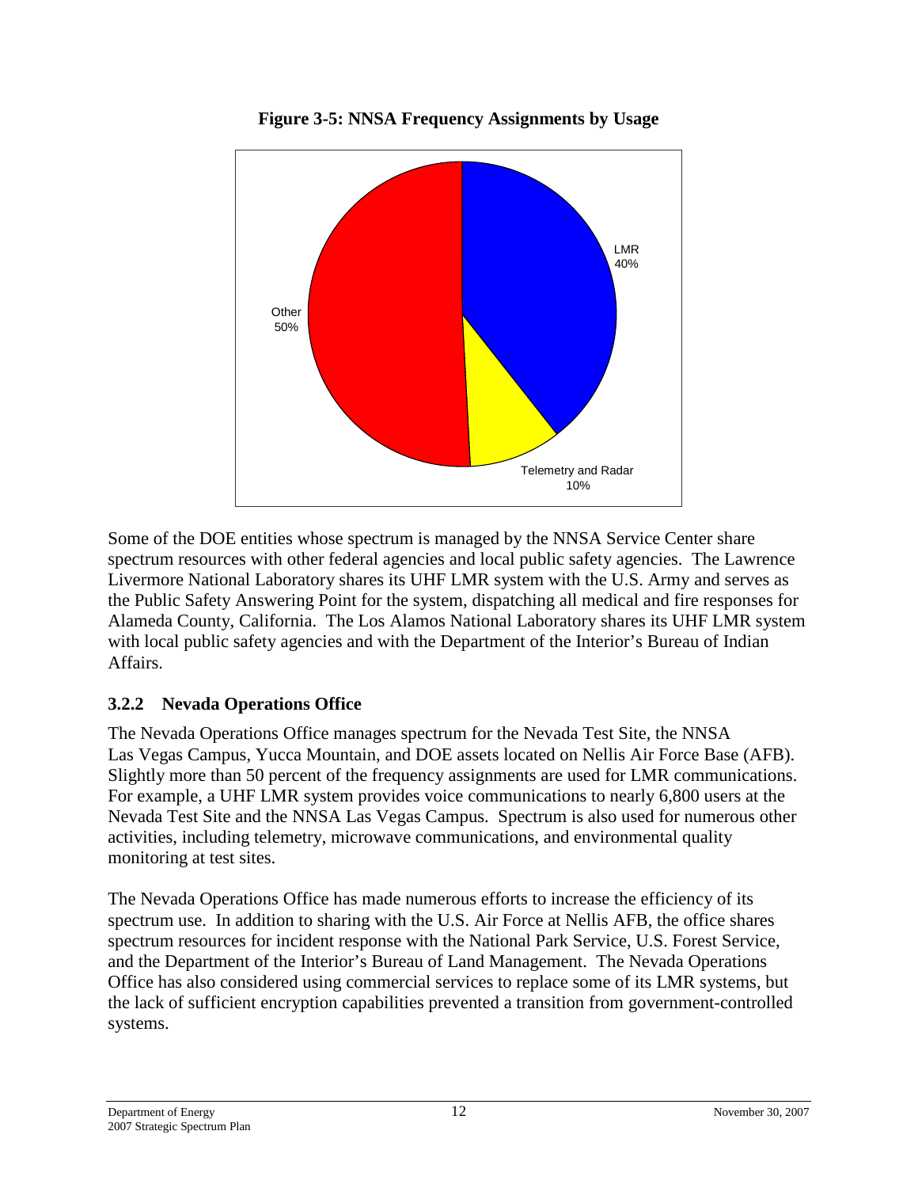**Figure 3-5: NNSA Frequency Assignments by Usage**

Some of the DOE entities whose spectrum is managed by the NNSA Service Center share spectrum resources with other federal agencies and local public safety agencies. The Lawrence Livermore National Laboratory shares its UHF LMR system with the U.S. Army and serves as the Public Safety Answering Point for the system, dispatching all medical and fire responses for Alameda County, California. The Los Alamos National Laboratory shares its UHF LMR system with local public safety agencies and with the Department of the Interior's Bureau of Indian Affairs.

### 3.2.2 Nevada Operations Office

The Nevada Operations Office manages spectrum for the Nevada Test Site, the NNSA Las Vegas Campus, Yucca Mountain, and DOE assets located on Nellis Air Force Base (AFB). Slightly more than 50 percent of the frequency assignments are used for LMR communications. For example, a UHF LMR system provides voice communications to nearly 6,800 users at the Nevada Test Site and the NNSA Las Vegas Campus. Spectrum is also used for numerous other activities, including telemetry, microwave communications, and environmental quality monitoring at test sites.

The Nevada Operations Office has made numerous efforts to increase the efficiency of its spectrum use. In addition to sharing with the U.S. Air Force at Nellis AFB, the office shares spectrum resources for incident response with the National Park Service, U.S. Forest Service, and the Department of the Interior's Bureau of Land Management. The Nevada Operations Office has also considered using commercial services to replace some of its LMR systems, but the lack of sufficient encryption capabilities prevented a transition from government-controlled systems.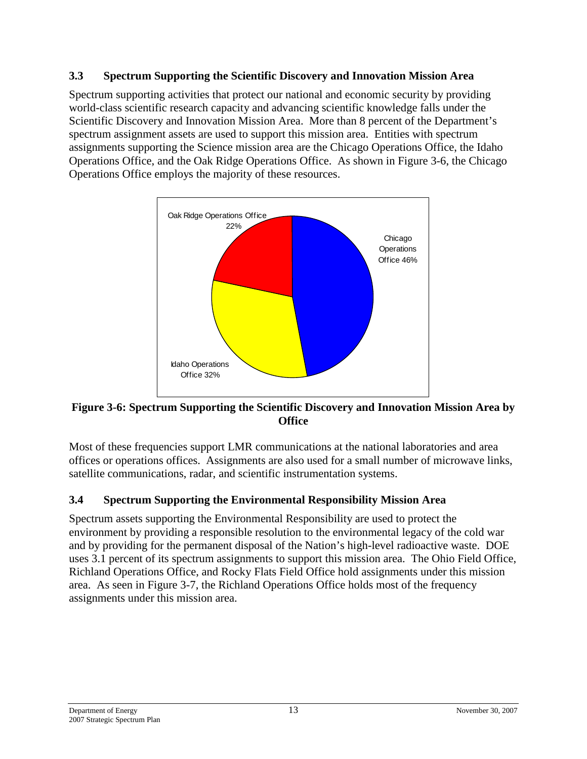### 3.3 Spectrum Supporting the Scientific Discovery and Innovation Mission Area

Spectrum supporting activities that protect our national and economic security by providing world-class scientific research capacity and advancing scientific knowledge falls under the Scientific Discovery and Innovation Mission Area. More than 8 percent of the Department's spectrum assignment assets are used to support this mission area. Entities with spectrum assignments supporting the Science mission area are the Chicago Operations Office, the Idaho Operations Office, and the Oak Ridge Operations Office. As shown in Figure 3-6, the Chicago Operations Office employs the majority of these resources.

Oak Ridge Operations Office 22%

Chicago Operations Office 46%

Idaho Operations Office 32%

**Figure 3-6: Spectrum Supporting the Scientific Discovery and Innovation Mission Area by Office**

Most of these frequencies support LMR communications at the national laboratories and area offices or operations offices. Assignments are also used for a small number of microwave links, satellite communications, radar, and scientific instrumentation systems.

### 3.4 Spectrum Supporting the Environmental Responsibility Mission Area

Spectrum assets supporting the Environmental Responsibility are used to protect the environment by providing a responsible resolution to the environmental legacy of the cold war and by providing for the permanent disposal of the Nation's high-level radioactive waste. DOE uses 3.1 percent of its spectrum assignments to support this mission area. The Ohio Field Office, Richland Operations Office, and Rocky Flats Field Office hold assignments under this mission area. As seen in Figure 3-7, the Richland Operations Office holds most of the frequency assignments under this mission area.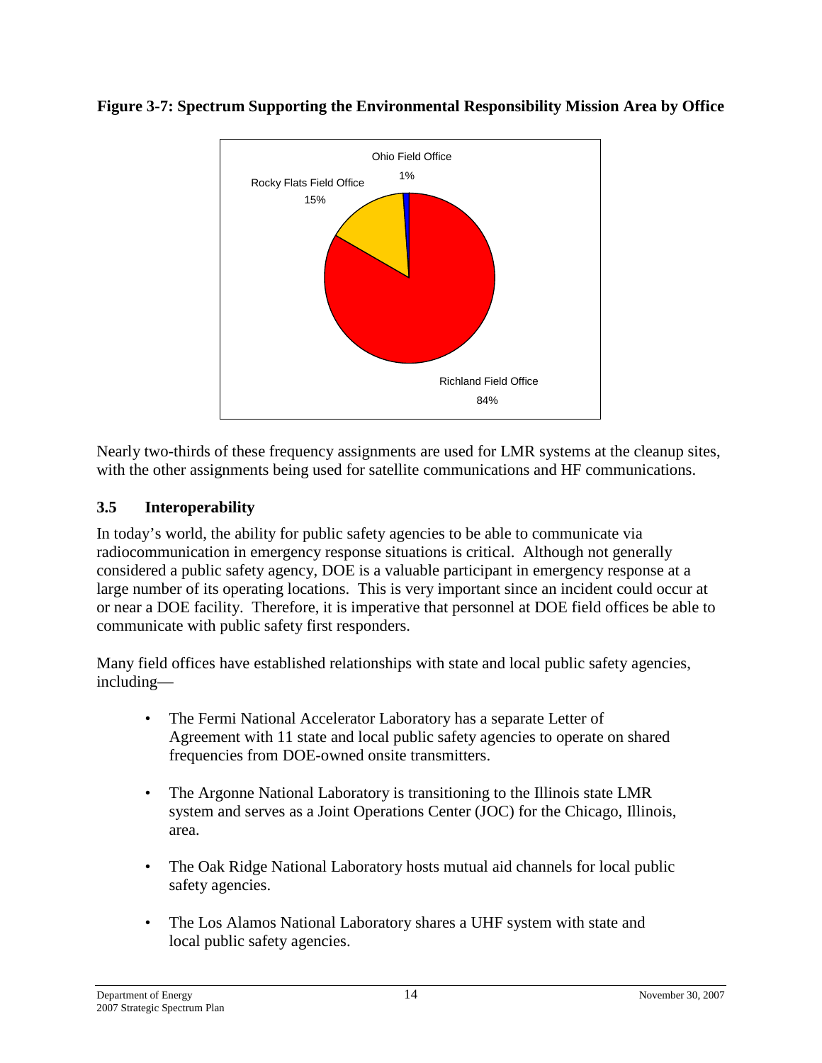**Figure 3-7: Spectrum Supporting the Environmental Responsibility Mission Area by Office**

Ohio Field Office 1%

Rocky Flats Field Office 15%

Richland Field Office 84%

Nearly two-thirds of these frequency assignments are used for LMR systems at the cleanup sites, with the other assignments being used for satellite communications and HF communications.

## 3.5 Interoperability

In today's world, the ability for public safety agencies to be able to communicate via radiocommunication in emergency response situations is critical. Although not generally considered a public safety agency, DOE is a valuable participant in emergency response at a large number of its operating locations. This is very important since an incident could occur at or near a DOE facility. Therefore, it is imperative that personnel at DOE field offices be able to communicate with public safety first responders.

Many field offices have established relationships with state and local public safety agencies, including—

- The Fermi National Accelerator Laboratory has a separate Letter of Agreement with 11 state and local public safety agencies to operate on shared frequencies from DOE-owned onsite transmitters.
- The Argonne National Laboratory is transitioning to the Illinois state LMR system and serves as a Joint Operations Center (JOC) for the Chicago, Illinois, area.
- The Oak Ridge National Laboratory hosts mutual aid channels for local public safety agencies.
- The Los Alamos National Laboratory shares a UHF system with state and local public safety agencies.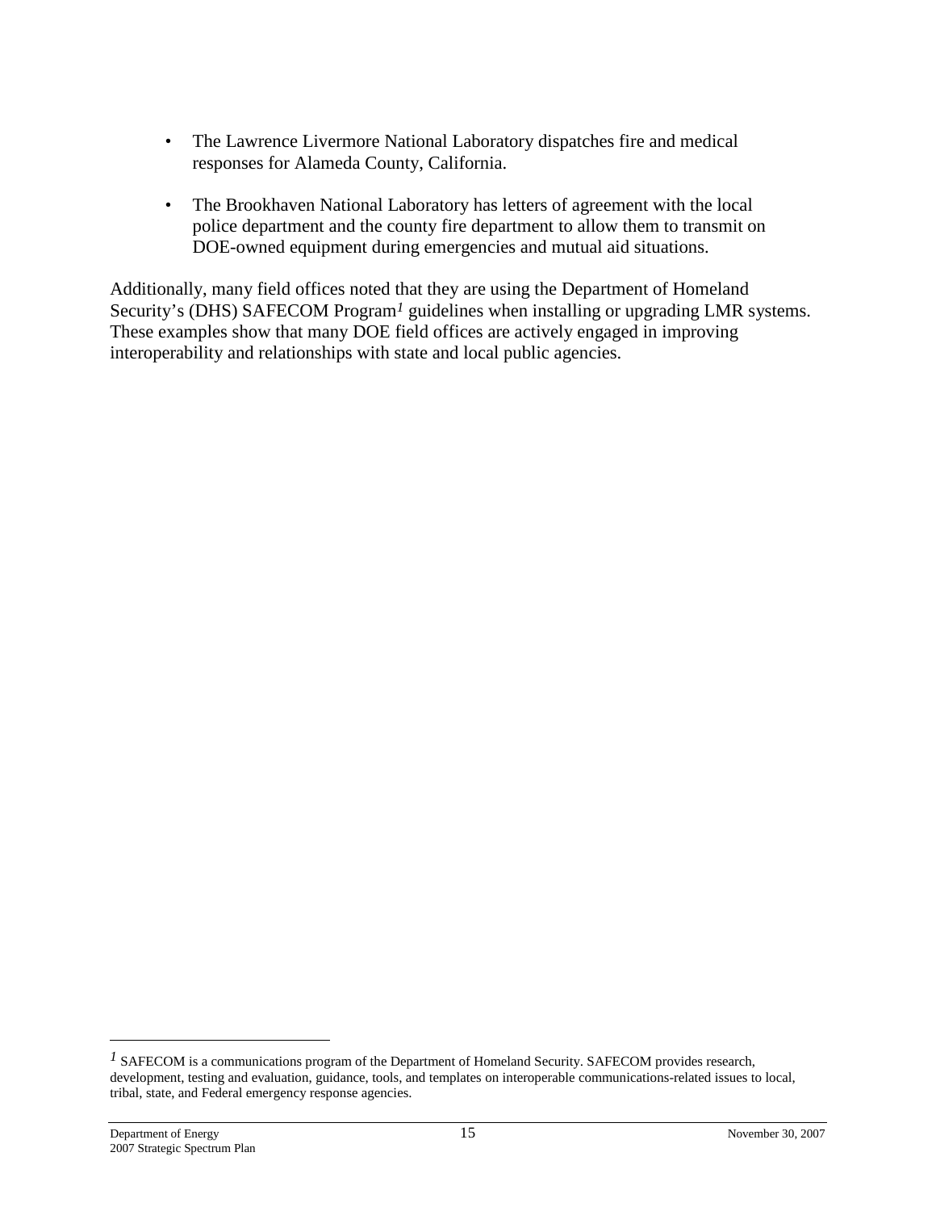- The Lawrence Livermore National Laboratory dispatches fire and medical responses for Alameda County, California.
- The Brookhaven National Laboratory has letters of agreement with the local police department and the county fire department to allow them to transmit on DOE-owned equipment during emergencies and mutual aid situations.

Additionally, many field offices noted that they are using the Department of Homeland Security's (DHS) SAFECOM Program[1] guidelines when installing or upgrading LMR systems. These examples show that many DOE field offices are actively engaged in improving interoperability and relationships with state and local public agencies.

---

[1] SAFECOM is a communications program of the Department of Homeland Security. SAFECOM provides research, development, testing and evaluation, guidance, tools, and templates on interoperable communications-related issues to local, tribal, state, and Federal emergency response agencies.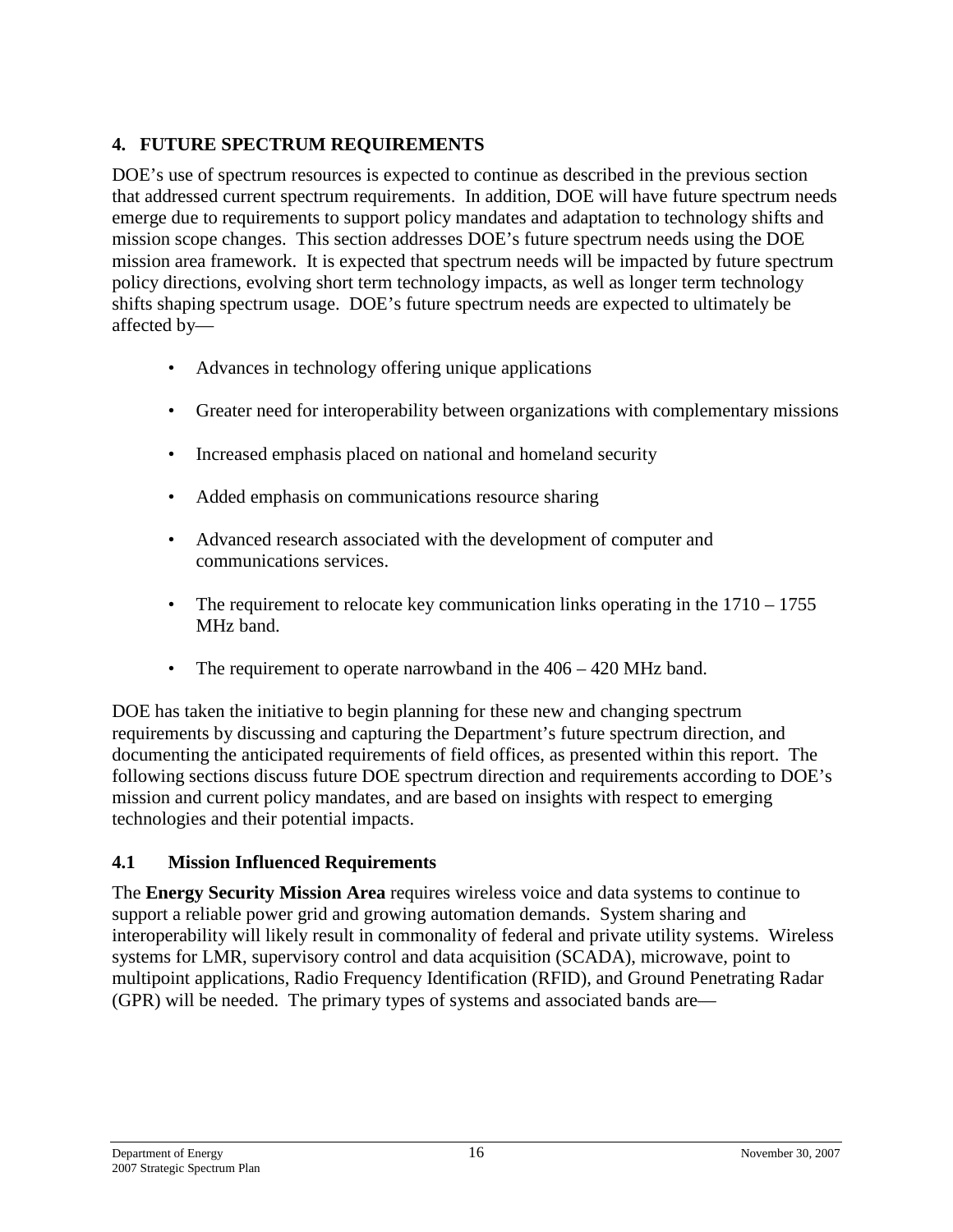## 4. FUTURE SPECTRUM REQUIREMENTS

DOE's use of spectrum resources is expected to continue as described in the previous section that addressed current spectrum requirements. In addition, DOE will have future spectrum needs emerge due to requirements to support policy mandates and adaptation to technology shifts and mission scope changes. This section addresses DOE's future spectrum needs using the DOE mission area framework. It is expected that spectrum needs will be impacted by future spectrum policy directions, evolving short term technology impacts, as well as longer term technology shifts shaping spectrum usage. DOE's future spectrum needs are expected to ultimately be affected by—

- Advances in technology offering unique applications
- Greater need for interoperability between organizations with complementary missions
- Increased emphasis placed on national and homeland security
- Added emphasis on communications resource sharing
- Advanced research associated with the development of computer and communications services.
- The requirement to relocate key communication links operating in the 1710 – 1755 MHz band.
- The requirement to operate narrowband in the 406 – 420 MHz band.

DOE has taken the initiative to begin planning for these new and changing spectrum requirements by discussing and capturing the Department's future spectrum direction, and documenting the anticipated requirements of field offices, as presented within this report. The following sections discuss future DOE spectrum direction and requirements according to DOE's mission and current policy mandates, and are based on insights with respect to emerging technologies and their potential impacts.

### 4.1 Mission Influenced Requirements

The **Energy Security Mission Area** requires wireless voice and data systems to continue to support a reliable power grid and growing automation demands. System sharing and interoperability will likely result in commonality of federal and private utility systems. Wireless systems for LMR, supervisory control and data acquisition (SCADA), microwave, point to multipoint applications, Radio Frequency Identification (RFID), and Ground Penetrating Radar (GPR) will be needed. The primary types of systems and associated bands are—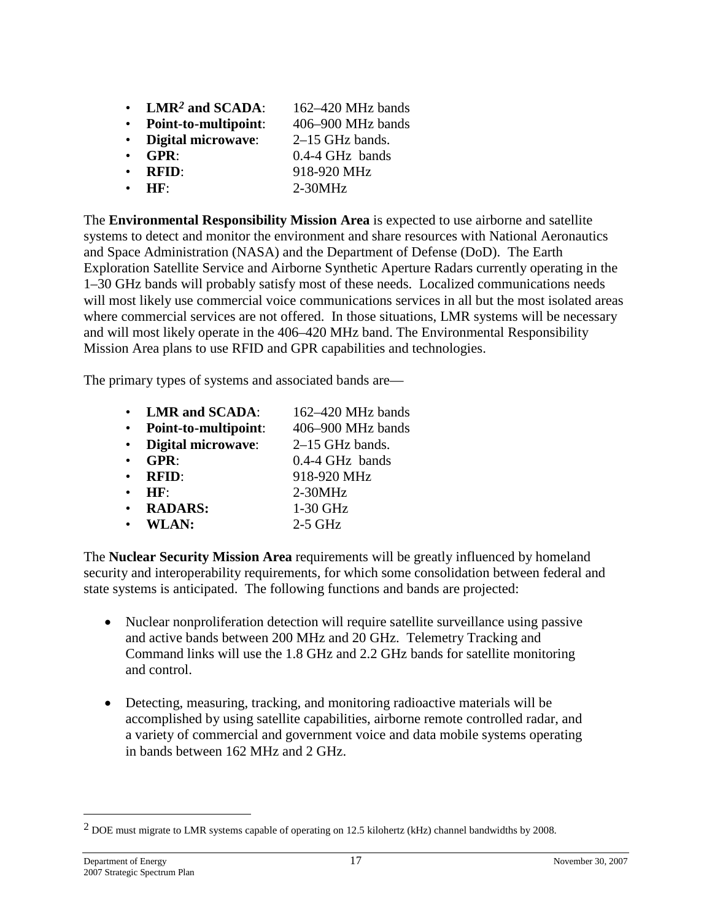- **LMR[2] and SCADA**: 162–420 MHz bands
- **Point-to-multipoint**: 406–900 MHz bands
- **Digital microwave**: 2–15 GHz bands.
- **GPR**: 0.4-4 GHz bands
- **RFID**: 918-920 MHz
- **HF**: 2-30MHz

The **Environmental Responsibility Mission Area** is expected to use airborne and satellite systems to detect and monitor the environment and share resources with National Aeronautics and Space Administration (NASA) and the Department of Defense (DoD). The Earth Exploration Satellite Service and Airborne Synthetic Aperture Radars currently operating in the 1–30 GHz bands will probably satisfy most of these needs. Localized communications needs will most likely use commercial voice communications services in all but the most isolated areas where commercial services are not offered. In those situations, LMR systems will be necessary and will most likely operate in the 406–420 MHz band. The Environmental Responsibility Mission Area plans to use RFID and GPR capabilities and technologies.

The primary types of systems and associated bands are—

- **LMR and SCADA**: 162–420 MHz bands
- **Point-to-multipoint**: 406–900 MHz bands
- **Digital microwave**: 2–15 GHz bands.
- **GPR**: 0.4-4 GHz bands
- **RFID**: 918-920 MHz
- **HF**: 2-30MHz
- **RADARS:** 1-30 GHz
- **WLAN:** 2-5 GHz

The **Nuclear Security Mission Area** requirements will be greatly influenced by homeland security and interoperability requirements, for which some consolidation between federal and state systems is anticipated. The following functions and bands are projected:

- Nuclear nonproliferation detection will require satellite surveillance using passive and active bands between 200 MHz and 20 GHz. Telemetry Tracking and Command links will use the 1.8 GHz and 2.2 GHz bands for satellite monitoring and control.

- Detecting, measuring, tracking, and monitoring radioactive materials will be accomplished by using satellite capabilities, airborne remote controlled radar, and a variety of commercial and government voice and data mobile systems operating in bands between 162 MHz and 2 GHz.

---

[2] DOE must migrate to LMR systems capable of operating on 12.5 kilohertz (kHz) channel bandwidths by 2008.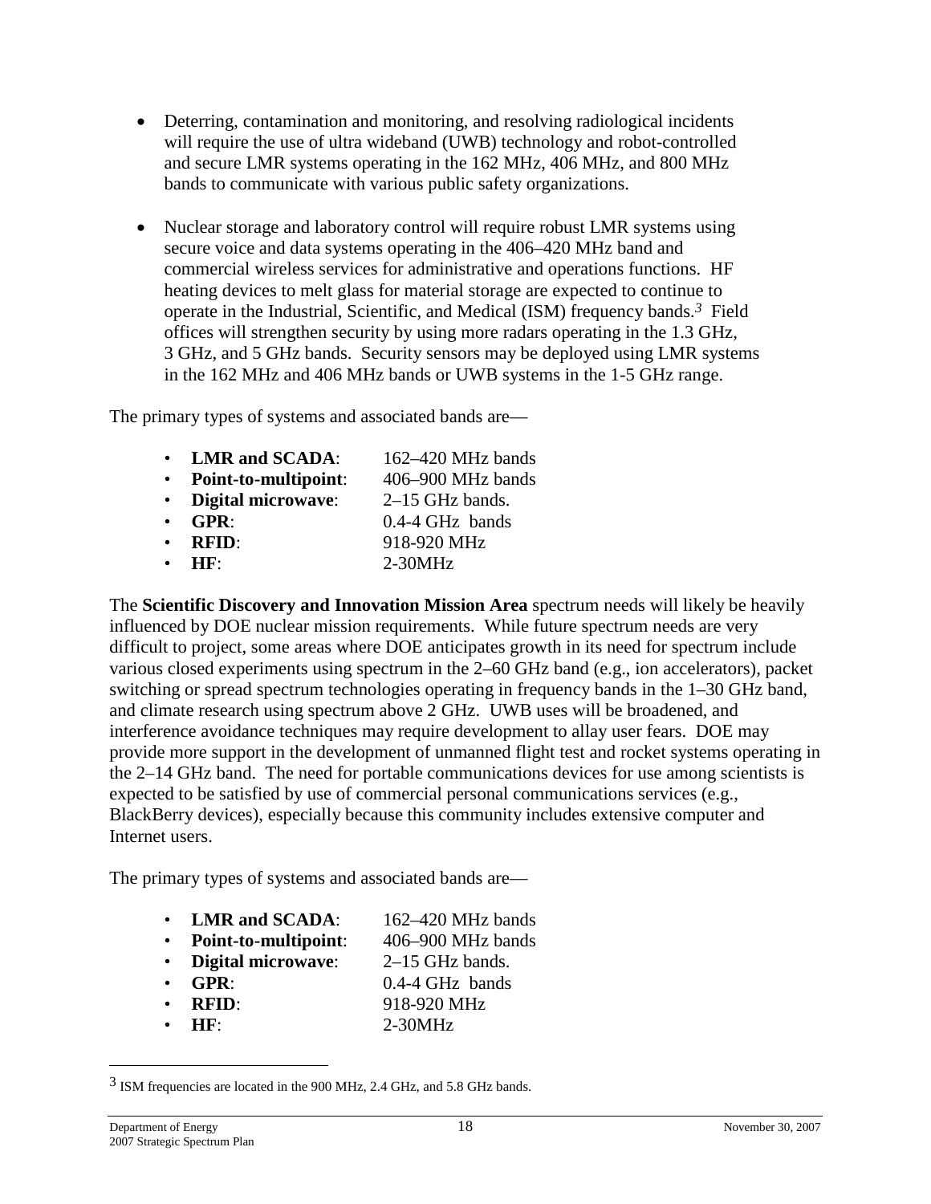- Deterring, contamination and monitoring, and resolving radiological incidents will require the use of ultra wideband (UWB) technology and robot-controlled and secure LMR systems operating in the 162 MHz, 406 MHz, and 800 MHz bands to communicate with various public safety organizations.

- Nuclear storage and laboratory control will require robust LMR systems using secure voice and data systems operating in the 406–420 MHz band and commercial wireless services for administrative and operations functions. HF heating devices to melt glass for material storage are expected to continue to operate in the Industrial, Scientific, and Medical (ISM) frequency bands.[3] Field offices will strengthen security by using more radars operating in the 1.3 GHz, 3 GHz, and 5 GHz bands. Security sensors may be deployed using LMR systems in the 162 MHz and 406 MHz bands or UWB systems in the 1-5 GHz range.

The primary types of systems and associated bands are—

- **LMR and SCADA**: 162–420 MHz bands
- **Point-to-multipoint**: 406–900 MHz bands
- **Digital microwave**: 2–15 GHz bands.
- **GPR**: 0.4-4 GHz bands
- **RFID**: 918-920 MHz
- **HF**: 2-30MHz

The **Scientific Discovery and Innovation Mission Area** spectrum needs will likely be heavily influenced by DOE nuclear mission requirements. While future spectrum needs are very difficult to project, some areas where DOE anticipates growth in its need for spectrum include various closed experiments using spectrum in the 2–60 GHz band (e.g., ion accelerators), packet switching or spread spectrum technologies operating in frequency bands in the 1–30 GHz band, and climate research using spectrum above 2 GHz. UWB uses will be broadened, and interference avoidance techniques may require development to allay user fears. DOE may provide more support in the development of unmanned flight test and rocket systems operating in the 2–14 GHz band. The need for portable communications devices for use among scientists is expected to be satisfied by use of commercial personal communications services (e.g., BlackBerry devices), especially because this community includes extensive computer and Internet users.

The primary types of systems and associated bands are—

- **LMR and SCADA**: 162–420 MHz bands
- **Point-to-multipoint**: 406–900 MHz bands
- **Digital microwave**: 2–15 GHz bands.
- **GPR**: 0.4-4 GHz bands
- **RFID**: 918-920 MHz
- **HF**: 2-30MHz

---

[3] ISM frequencies are located in the 900 MHz, 2.4 GHz, and 5.8 GHz bands.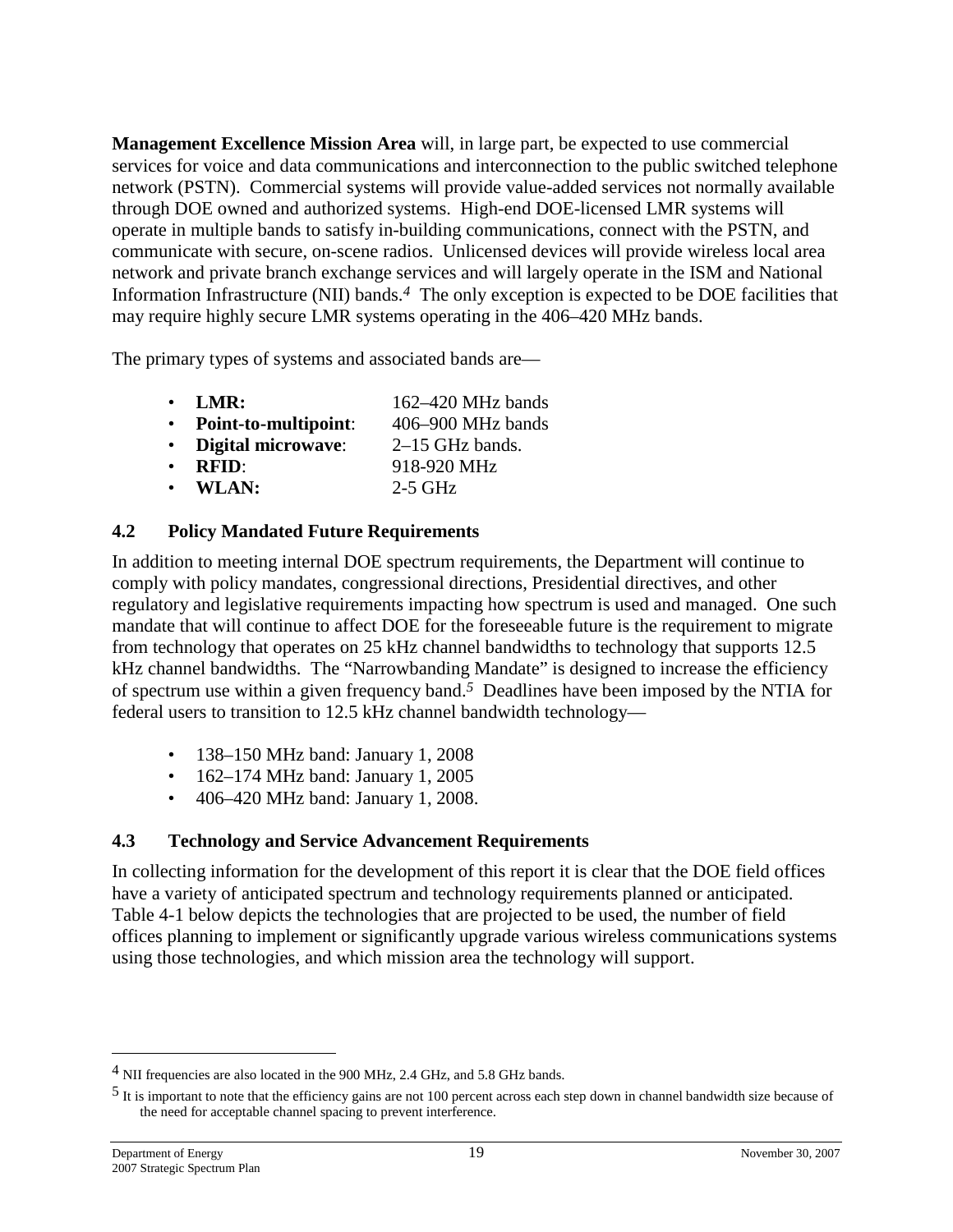**Management Excellence Mission Area** will, in large part, be expected to use commercial services for voice and data communications and interconnection to the public switched telephone network (PSTN). Commercial systems will provide value-added services not normally available through DOE owned and authorized systems. High-end DOE-licensed LMR systems will operate in multiple bands to satisfy in-building communications, connect with the PSTN, and communicate with secure, on-scene radios. Unlicensed devices will provide wireless local area network and private branch exchange services and will largely operate in the ISM and National Information Infrastructure (NII) bands.[4] The only exception is expected to be DOE facilities that may require highly secure LMR systems operating in the 406–420 MHz bands.

The primary types of systems and associated bands are—

- **LMR:** 162–420 MHz bands
- **Point-to-multipoint**: 406–900 MHz bands
- **Digital microwave**: 2–15 GHz bands.
- **RFID**: 918-920 MHz
- **WLAN:** 2-5 GHz

### 4.2 Policy Mandated Future Requirements

In addition to meeting internal DOE spectrum requirements, the Department will continue to comply with policy mandates, congressional directions, Presidential directives, and other regulatory and legislative requirements impacting how spectrum is used and managed. One such mandate that will continue to affect DOE for the foreseeable future is the requirement to migrate from technology that operates on 25 kHz channel bandwidths to technology that supports 12.5 kHz channel bandwidths. The "Narrowbanding Mandate" is designed to increase the efficiency of spectrum use within a given frequency band.[5] Deadlines have been imposed by the NTIA for federal users to transition to 12.5 kHz channel bandwidth technology—

- 138–150 MHz band: January 1, 2008
- 162–174 MHz band: January 1, 2005
- 406–420 MHz band: January 1, 2008.

### 4.3 Technology and Service Advancement Requirements

In collecting information for the development of this report it is clear that the DOE field offices have a variety of anticipated spectrum and technology requirements planned or anticipated. Table 4-1 below depicts the technologies that are projected to be used, the number of field offices planning to implement or significantly upgrade various wireless communications systems using those technologies, and which mission area the technology will support.

---

[4] NII frequencies are also located in the 900 MHz, 2.4 GHz, and 5.8 GHz bands.

[5] It is important to note that the efficiency gains are not 100 percent across each step down in channel bandwidth size because of the need for acceptable channel spacing to prevent interference.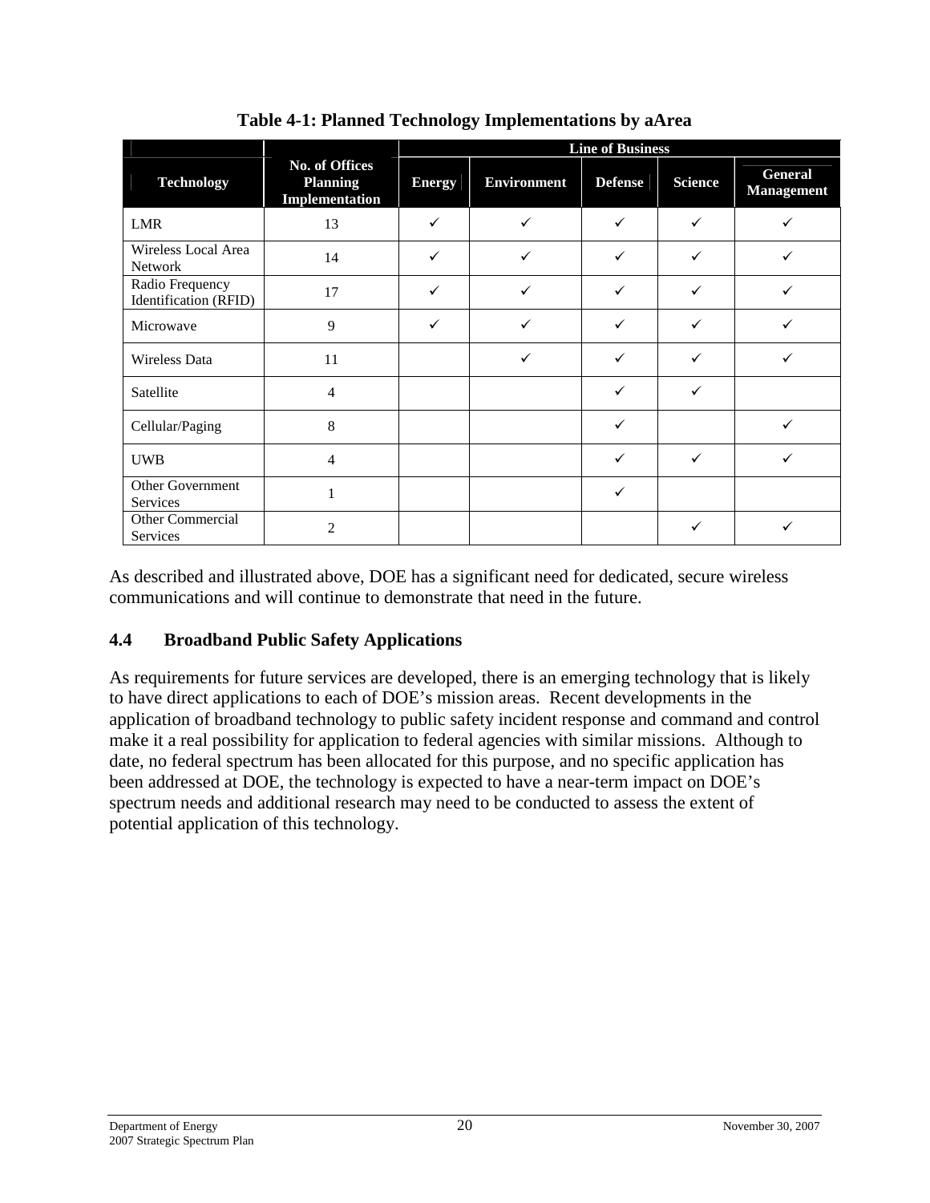**Table 4-1: Planned Technology Implementations by aArea**

| Technology | No. of Offices Planning Implementation | Line of Business | | | | |
|---|---|---|---|---|---|---|
| | | Energy | Environment | Defense | Science | General Management |
| LMR | 13 | ✓ | ✓ | ✓ | ✓ | ✓ |
| Wireless Local Area Network | 14 | ✓ | ✓ | ✓ | ✓ | ✓ |
| Radio Frequency Identification (RFID) | 17 | ✓ | ✓ | ✓ | ✓ | ✓ |
| Microwave | 9 | ✓ | ✓ | ✓ | ✓ | ✓ |
| Wireless Data | 11 | | ✓ | ✓ | ✓ | ✓ |
| Satellite | 4 | | | ✓ | ✓ | |
| Cellular/Paging | 8 | | | ✓ | | ✓ |
| UWB | 4 | | | ✓ | ✓ | ✓ |
| Other Government Services | 1 | | | ✓ | | |
| Other Commercial Services | 2 | | | | ✓ | ✓ |

As described and illustrated above, DOE has a significant need for dedicated, secure wireless communications and will continue to demonstrate that need in the future.

## 4.4 Broadband Public Safety Applications

As requirements for future services are developed, there is an emerging technology that is likely to have direct applications to each of DOE's mission areas. Recent developments in the application of broadband technology to public safety incident response and command and control make it a real possibility for application to federal agencies with similar missions. Although to date, no federal spectrum has been allocated for this purpose, and no specific application has been addressed at DOE, the technology is expected to have a near-term impact on DOE's spectrum needs and additional research may need to be conducted to assess the extent of potential application of this technology.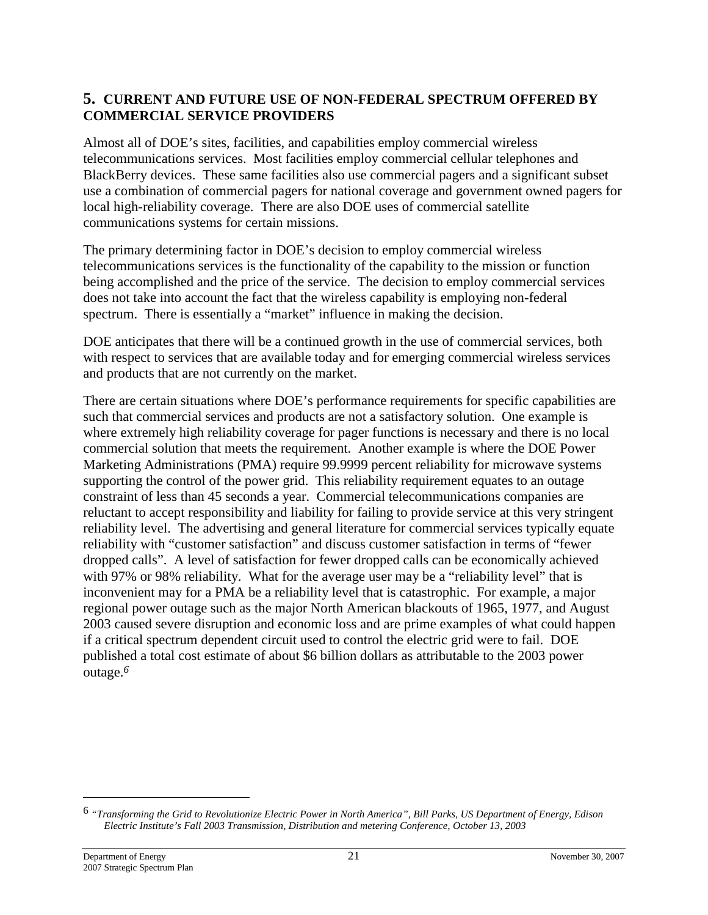## 5. CURRENT AND FUTURE USE OF NON-FEDERAL SPECTRUM OFFERED BY COMMERCIAL SERVICE PROVIDERS

Almost all of DOE's sites, facilities, and capabilities employ commercial wireless telecommunications services. Most facilities employ commercial cellular telephones and BlackBerry devices. These same facilities also use commercial pagers and a significant subset use a combination of commercial pagers for national coverage and government owned pagers for local high-reliability coverage. There are also DOE uses of commercial satellite communications systems for certain missions.

The primary determining factor in DOE's decision to employ commercial wireless telecommunications services is the functionality of the capability to the mission or function being accomplished and the price of the service. The decision to employ commercial services does not take into account the fact that the wireless capability is employing non-federal spectrum. There is essentially a "market" influence in making the decision.

DOE anticipates that there will be a continued growth in the use of commercial services, both with respect to services that are available today and for emerging commercial wireless services and products that are not currently on the market.

There are certain situations where DOE's performance requirements for specific capabilities are such that commercial services and products are not a satisfactory solution. One example is where extremely high reliability coverage for pager functions is necessary and there is no local commercial solution that meets the requirement. Another example is where the DOE Power Marketing Administrations (PMA) require 99.9999 percent reliability for microwave systems supporting the control of the power grid. This reliability requirement equates to an outage constraint of less than 45 seconds a year. Commercial telecommunications companies are reluctant to accept responsibility and liability for failing to provide service at this very stringent reliability level. The advertising and general literature for commercial services typically equate reliability with "customer satisfaction" and discuss customer satisfaction in terms of "fewer dropped calls". A level of satisfaction for fewer dropped calls can be economically achieved with 97% or 98% reliability. What for the average user may be a "reliability level" that is inconvenient may for a PMA be a reliability level that is catastrophic. For example, a major regional power outage such as the major North American blackouts of 1965, 1977, and August 2003 caused severe disruption and economic loss and are prime examples of what could happen if a critical spectrum dependent circuit used to control the electric grid were to fail. DOE published a total cost estimate of about \$6 billion dollars as attributable to the 2003 power outage.[6]

---

[6] *"Transforming the Grid to Revolutionize Electric Power in North America", Bill Parks, US Department of Energy, Edison Electric Institute's Fall 2003 Transmission, Distribution and metering Conference, October 13, 2003*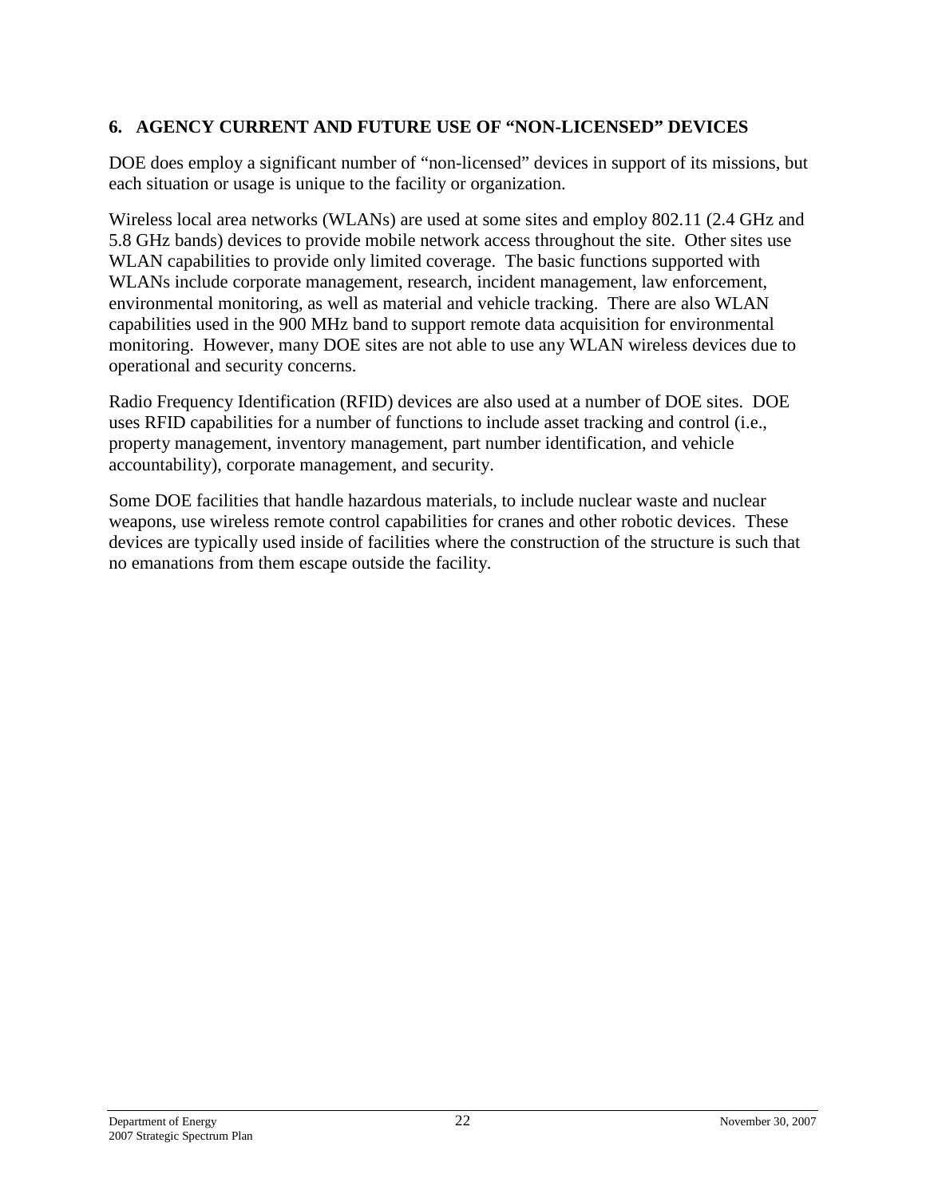## 6. AGENCY CURRENT AND FUTURE USE OF "NON-LICENSED" DEVICES

DOE does employ a significant number of "non-licensed" devices in support of its missions, but each situation or usage is unique to the facility or organization.

Wireless local area networks (WLANs) are used at some sites and employ 802.11 (2.4 GHz and 5.8 GHz bands) devices to provide mobile network access throughout the site. Other sites use WLAN capabilities to provide only limited coverage. The basic functions supported with WLANs include corporate management, research, incident management, law enforcement, environmental monitoring, as well as material and vehicle tracking. There are also WLAN capabilities used in the 900 MHz band to support remote data acquisition for environmental monitoring. However, many DOE sites are not able to use any WLAN wireless devices due to operational and security concerns.

Radio Frequency Identification (RFID) devices are also used at a number of DOE sites. DOE uses RFID capabilities for a number of functions to include asset tracking and control (i.e., property management, inventory management, part number identification, and vehicle accountability), corporate management, and security.

Some DOE facilities that handle hazardous materials, to include nuclear waste and nuclear weapons, use wireless remote control capabilities for cranes and other robotic devices. These devices are typically used inside of facilities where the construction of the structure is such that no emanations from them escape outside the facility.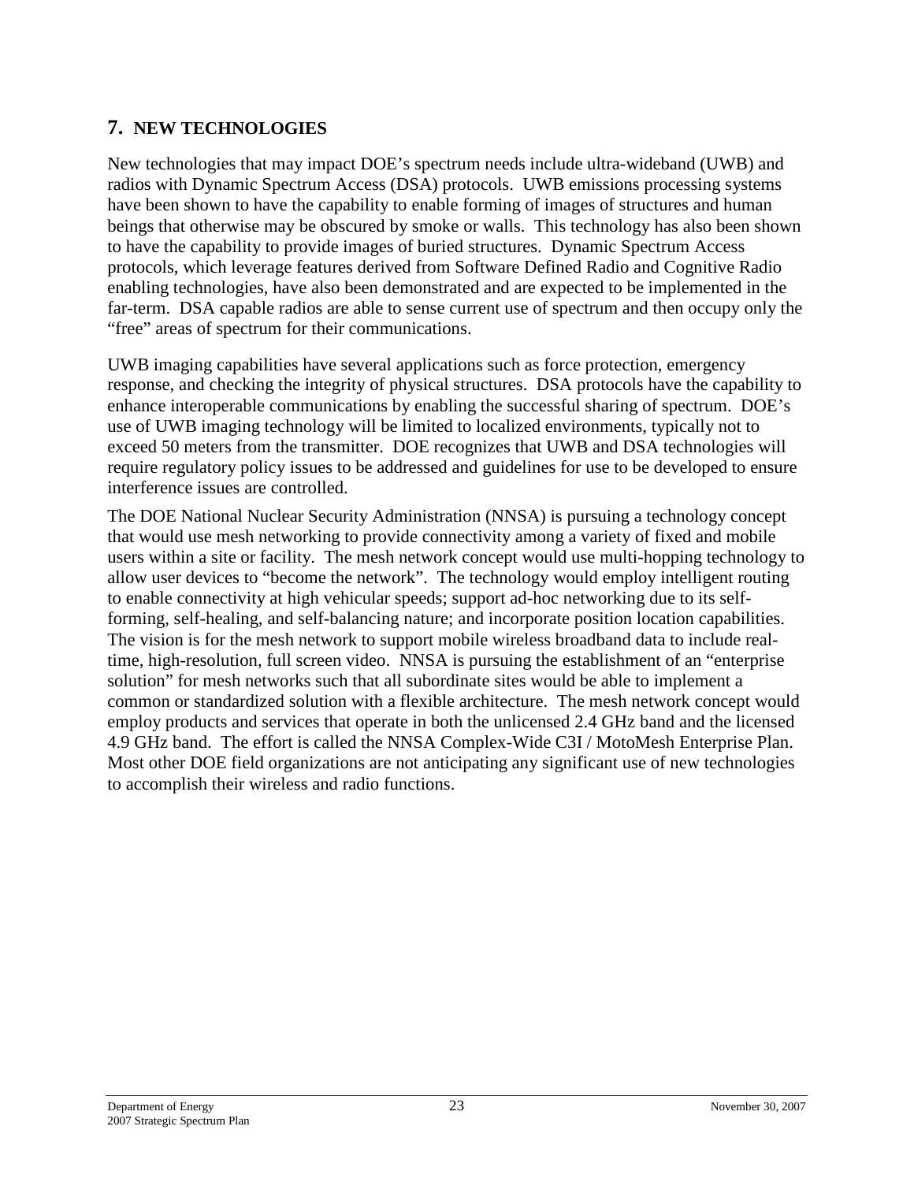# 7. NEW TECHNOLOGIES

New technologies that may impact DOE's spectrum needs include ultra-wideband (UWB) and radios with Dynamic Spectrum Access (DSA) protocols. UWB emissions processing systems have been shown to have the capability to enable forming of images of structures and human beings that otherwise may be obscured by smoke or walls. This technology has also been shown to have the capability to provide images of buried structures. Dynamic Spectrum Access protocols, which leverage features derived from Software Defined Radio and Cognitive Radio enabling technologies, have also been demonstrated and are expected to be implemented in the far-term. DSA capable radios are able to sense current use of spectrum and then occupy only the "free" areas of spectrum for their communications.

UWB imaging capabilities have several applications such as force protection, emergency response, and checking the integrity of physical structures. DSA protocols have the capability to enhance interoperable communications by enabling the successful sharing of spectrum. DOE's use of UWB imaging technology will be limited to localized environments, typically not to exceed 50 meters from the transmitter. DOE recognizes that UWB and DSA technologies will require regulatory policy issues to be addressed and guidelines for use to be developed to ensure interference issues are controlled.

The DOE National Nuclear Security Administration (NNSA) is pursuing a technology concept that would use mesh networking to provide connectivity among a variety of fixed and mobile users within a site or facility. The mesh network concept would use multi-hopping technology to allow user devices to "become the network". The technology would employ intelligent routing to enable connectivity at high vehicular speeds; support ad-hoc networking due to its self-forming, self-healing, and self-balancing nature; and incorporate position location capabilities. The vision is for the mesh network to support mobile wireless broadband data to include real-time, high-resolution, full screen video. NNSA is pursuing the establishment of an "enterprise solution" for mesh networks such that all subordinate sites would be able to implement a common or standardized solution with a flexible architecture. The mesh network concept would employ products and services that operate in both the unlicensed 2.4 GHz band and the licensed 4.9 GHz band. The effort is called the NNSA Complex-Wide C3I / MotoMesh Enterprise Plan. Most other DOE field organizations are not anticipating any significant use of new technologies to accomplish their wireless and radio functions.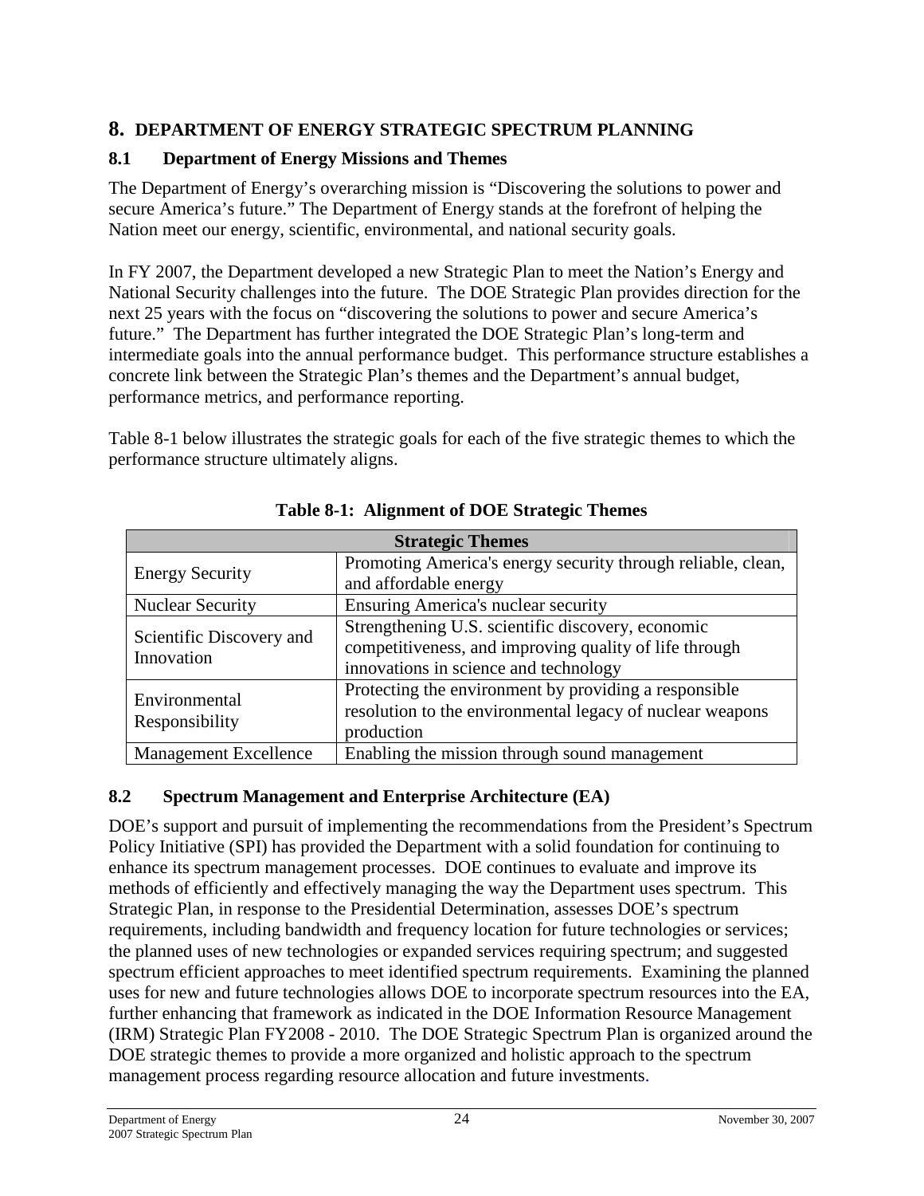# 8. DEPARTMENT OF ENERGY STRATEGIC SPECTRUM PLANNING

## 8.1 Department of Energy Missions and Themes

The Department of Energy's overarching mission is "Discovering the solutions to power and secure America's future." The Department of Energy stands at the forefront of helping the Nation meet our energy, scientific, environmental, and national security goals.

In FY 2007, the Department developed a new Strategic Plan to meet the Nation's Energy and National Security challenges into the future. The DOE Strategic Plan provides direction for the next 25 years with the focus on "discovering the solutions to power and secure America's future." The Department has further integrated the DOE Strategic Plan's long-term and intermediate goals into the annual performance budget. This performance structure establishes a concrete link between the Strategic Plan's themes and the Department's annual budget, performance metrics, and performance reporting.

Table 8-1 below illustrates the strategic goals for each of the five strategic themes to which the performance structure ultimately aligns.

**Table 8-1: Alignment of DOE Strategic Themes**

| Strategic Themes | |
|---|---|
| Energy Security | Promoting America's energy security through reliable, clean, and affordable energy |
| Nuclear Security | Ensuring America's nuclear security |
| Scientific Discovery and Innovation | Strengthening U.S. scientific discovery, economic competitiveness, and improving quality of life through innovations in science and technology |
| Environmental Responsibility | Protecting the environment by providing a responsible resolution to the environmental legacy of nuclear weapons production |
| Management Excellence | Enabling the mission through sound management |

## 8.2 Spectrum Management and Enterprise Architecture (EA)

DOE's support and pursuit of implementing the recommendations from the President's Spectrum Policy Initiative (SPI) has provided the Department with a solid foundation for continuing to enhance its spectrum management processes. DOE continues to evaluate and improve its methods of efficiently and effectively managing the way the Department uses spectrum. This Strategic Plan, in response to the Presidential Determination, assesses DOE's spectrum requirements, including bandwidth and frequency location for future technologies or services; the planned uses of new technologies or expanded services requiring spectrum; and suggested spectrum efficient approaches to meet identified spectrum requirements. Examining the planned uses for new and future technologies allows DOE to incorporate spectrum resources into the EA, further enhancing that framework as indicated in the DOE Information Resource Management (IRM) Strategic Plan FY2008 - 2010. The DOE Strategic Spectrum Plan is organized around the DOE strategic themes to provide a more organized and holistic approach to the spectrum management process regarding resource allocation and future investments.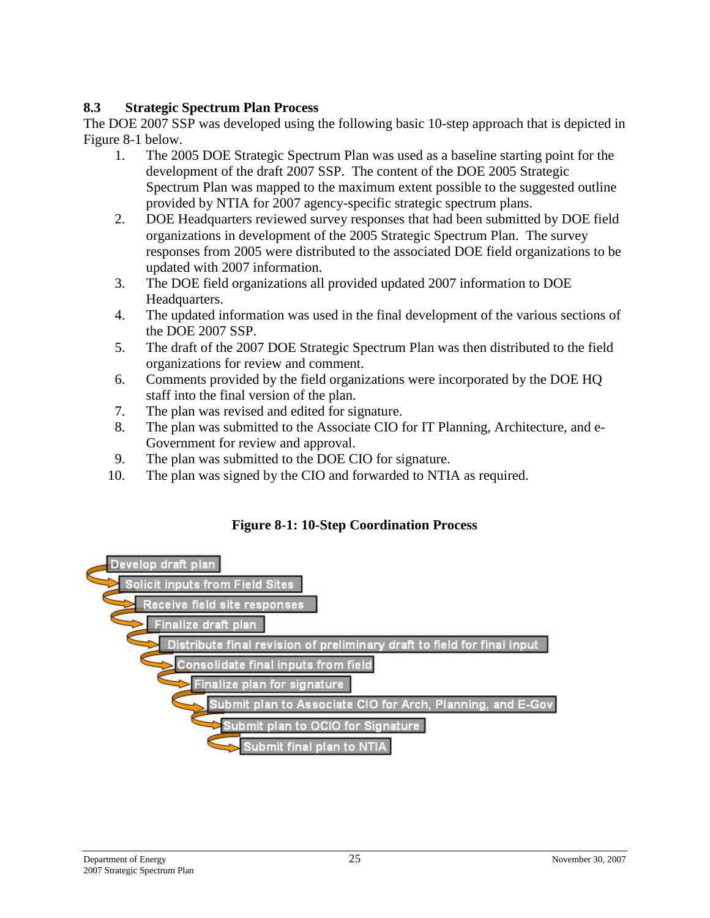### 8.3 Strategic Spectrum Plan Process

The DOE 2007 SSP was developed using the following basic 10-step approach that is depicted in Figure 8-1 below.

1. The 2005 DOE Strategic Spectrum Plan was used as a baseline starting point for the development of the draft 2007 SSP. The content of the DOE 2005 Strategic Spectrum Plan was mapped to the maximum extent possible to the suggested outline provided by NTIA for 2007 agency-specific strategic spectrum plans.
2. DOE Headquarters reviewed survey responses that had been submitted by DOE field organizations in development of the 2005 Strategic Spectrum Plan. The survey responses from 2005 were distributed to the associated DOE field organizations to be updated with 2007 information.
3. The DOE field organizations all provided updated 2007 information to DOE Headquarters.
4. The updated information was used in the final development of the various sections of the DOE 2007 SSP.
5. The draft of the 2007 DOE Strategic Spectrum Plan was then distributed to the field organizations for review and comment.
6. Comments provided by the field organizations were incorporated by the DOE HQ staff into the final version of the plan.
7. The plan was revised and edited for signature.
8. The plan was submitted to the Associate CIO for IT Planning, Architecture, and e-Government for review and approval.
9. The plan was submitted to the DOE CIO for signature.
10. The plan was signed by the CIO and forwarded to NTIA as required.

**Figure 8-1: 10-Step Coordination Process**

- Develop draft plan
- Solicit inputs from Field Sites
- Receive field site responses
- Finalize draft plan
- Distribute final revision of preliminary draft to field for final input
- Consolidate final inputs from field
- Finalize plan for signature
- Submit plan to Associate CIO for Arch, Planning, and E-Gov
- Submit plan to OCIO for Signature
- Submit final plan to NTIA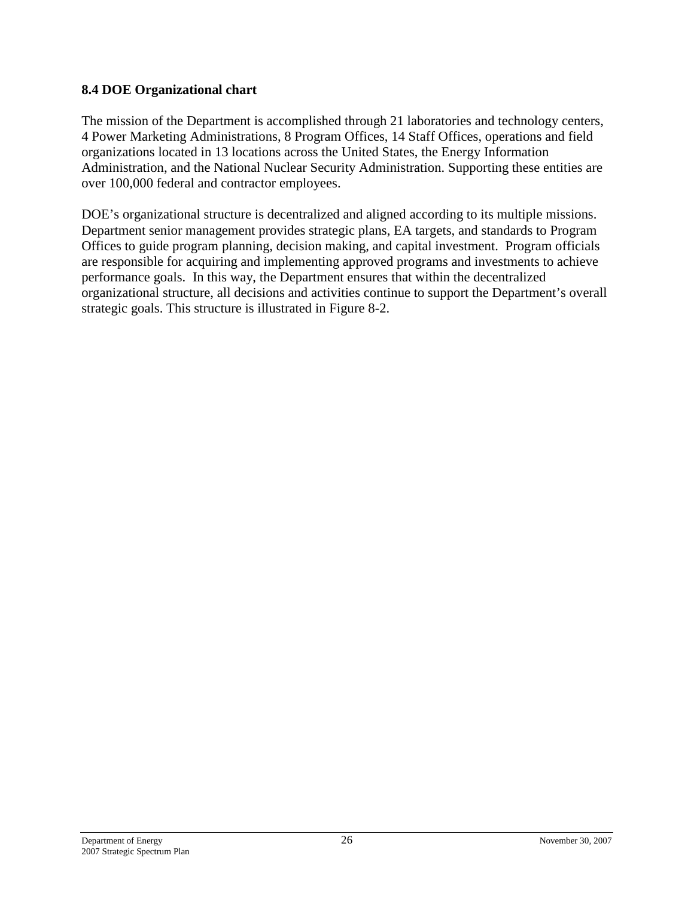### 8.4 DOE Organizational chart

The mission of the Department is accomplished through 21 laboratories and technology centers, 4 Power Marketing Administrations, 8 Program Offices, 14 Staff Offices, operations and field organizations located in 13 locations across the United States, the Energy Information Administration, and the National Nuclear Security Administration. Supporting these entities are over 100,000 federal and contractor employees.

DOE's organizational structure is decentralized and aligned according to its multiple missions. Department senior management provides strategic plans, EA targets, and standards to Program Offices to guide program planning, decision making, and capital investment. Program officials are responsible for acquiring and implementing approved programs and investments to achieve performance goals. In this way, the Department ensures that within the decentralized organizational structure, all decisions and activities continue to support the Department's overall strategic goals. This structure is illustrated in Figure 8-2.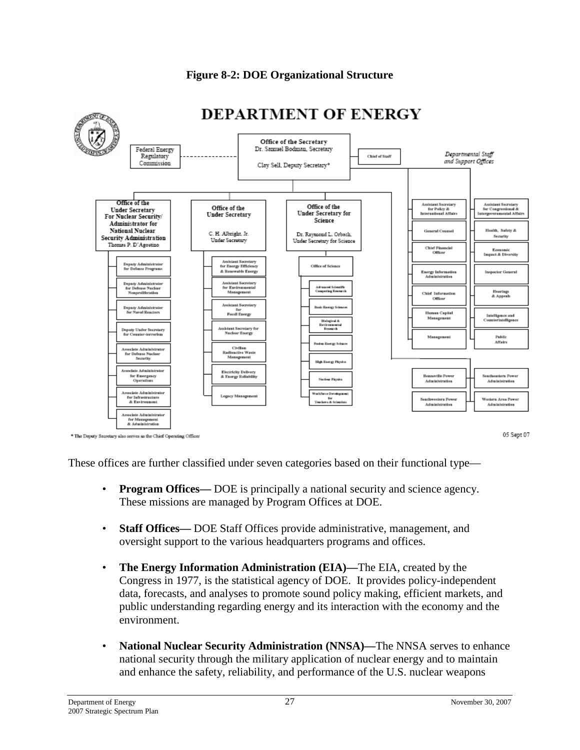**Figure 8-2: DOE Organizational Structure**

# DEPARTMENT OF ENERGY

**Office of the Secretary**
Dr. Samuel Bodman, Secretary
Clay Sell, Deputy Secretary*

Federal Energy Regulatory Commission

Chief of Staff

*Departmental Staff and Support Offices*

**Office of the Under Secretary For Nuclear Security/ Administrator for National Nuclear Security Administration**
Thomas P. D'Agostino

- Deputy Administrator for Defense Programs
- Deputy Administrator for Defense Nuclear Nonproliferation
- Deputy Administrator for Naval Reactors
- Deputy Under Secretary for Counter-terrorism
- Associate Administrator for Defense Nuclear Security
- Associate Administrator for Emergency Operations
- Associate Administrator for Infrastructure & Environment
- Associate Administrator for Management & Administration

**Office of the Under Secretary**
C. H. Albright, Jr.
Under Secretary

- Assistant Secretary for Energy Efficiency & Renewable Energy
- Assistant Secretary for Environmental Management
- Assistant Secretary for Fossil Energy
- Assistant Secretary for Nuclear Energy
- Civilian Radioactive Waste Management
- Electricity Delivery & Energy Reliability
- Legacy Management

**Office of the Under Secretary for Science**
Dr. Raymond L. Orbach,
Under Secretary for Science

- Office of Science
  - Advanced Scientific Computing Research
  - Basic Energy Sciences
  - Biological & Environmental Research
  - Fusion Energy Sciences
  - High Energy Physics
  - Nuclear Physics
  - Workforce Development for Teachers & Scientists

**Departmental Staff and Support Offices**

- Assistant Secretary for Policy & International Affairs
- Assistant Secretary for Congressional & Intergovernmental Affairs
- General Counsel
- Health, Safety & Security
- Chief Financial Officer
- Economic Impact & Diversity
- Energy Information Administration
- Inspector General
- Chief Information Officer
- Hearings & Appeals
- Human Capital Management
- Intelligence and Counterintelligence
- Management
- Public Affairs

**Power Administrations**

- Bonneville Power Administration
- Southeastern Power Administration
- Southwestern Power Administration
- Western Area Power Administration

\* The Deputy Secretary also serves as the Chief Operating Officer

05 Sept 07

These offices are further classified under seven categories based on their functional type—

- **Program Offices—** DOE is principally a national security and science agency. These missions are managed by Program Offices at DOE.

- **Staff Offices—** DOE Staff Offices provide administrative, management, and oversight support to the various headquarters programs and offices.

- **The Energy Information Administration (EIA)—**The EIA, created by the Congress in 1977, is the statistical agency of DOE. It provides policy-independent data, forecasts, and analyses to promote sound policy making, efficient markets, and public understanding regarding energy and its interaction with the economy and the environment.

- **National Nuclear Security Administration (NNSA)—**The NNSA serves to enhance national security through the military application of nuclear energy and to maintain and enhance the safety, reliability, and performance of the U.S. nuclear weapons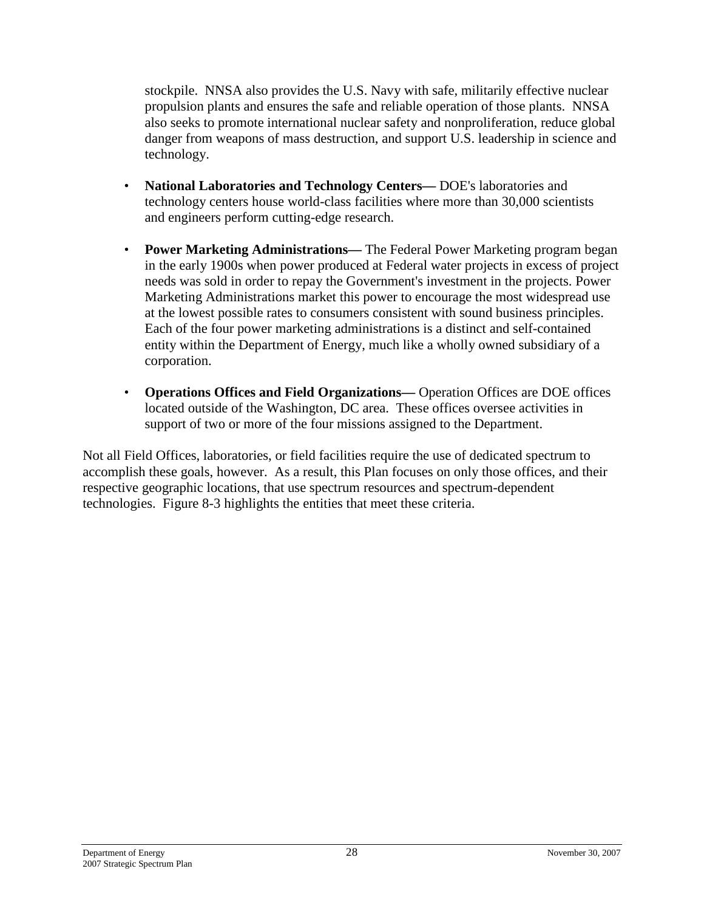stockpile. NNSA also provides the U.S. Navy with safe, militarily effective nuclear propulsion plants and ensures the safe and reliable operation of those plants. NNSA also seeks to promote international nuclear safety and nonproliferation, reduce global danger from weapons of mass destruction, and support U.S. leadership in science and technology.

- **National Laboratories and Technology Centers—** DOE's laboratories and technology centers house world-class facilities where more than 30,000 scientists and engineers perform cutting-edge research.

- **Power Marketing Administrations—** The Federal Power Marketing program began in the early 1900s when power produced at Federal water projects in excess of project needs was sold in order to repay the Government's investment in the projects. Power Marketing Administrations market this power to encourage the most widespread use at the lowest possible rates to consumers consistent with sound business principles. Each of the four power marketing administrations is a distinct and self-contained entity within the Department of Energy, much like a wholly owned subsidiary of a corporation.

- **Operations Offices and Field Organizations—** Operation Offices are DOE offices located outside of the Washington, DC area. These offices oversee activities in support of two or more of the four missions assigned to the Department.

Not all Field Offices, laboratories, or field facilities require the use of dedicated spectrum to accomplish these goals, however. As a result, this Plan focuses on only those offices, and their respective geographic locations, that use spectrum resources and spectrum-dependent technologies. Figure 8-3 highlights the entities that meet these criteria.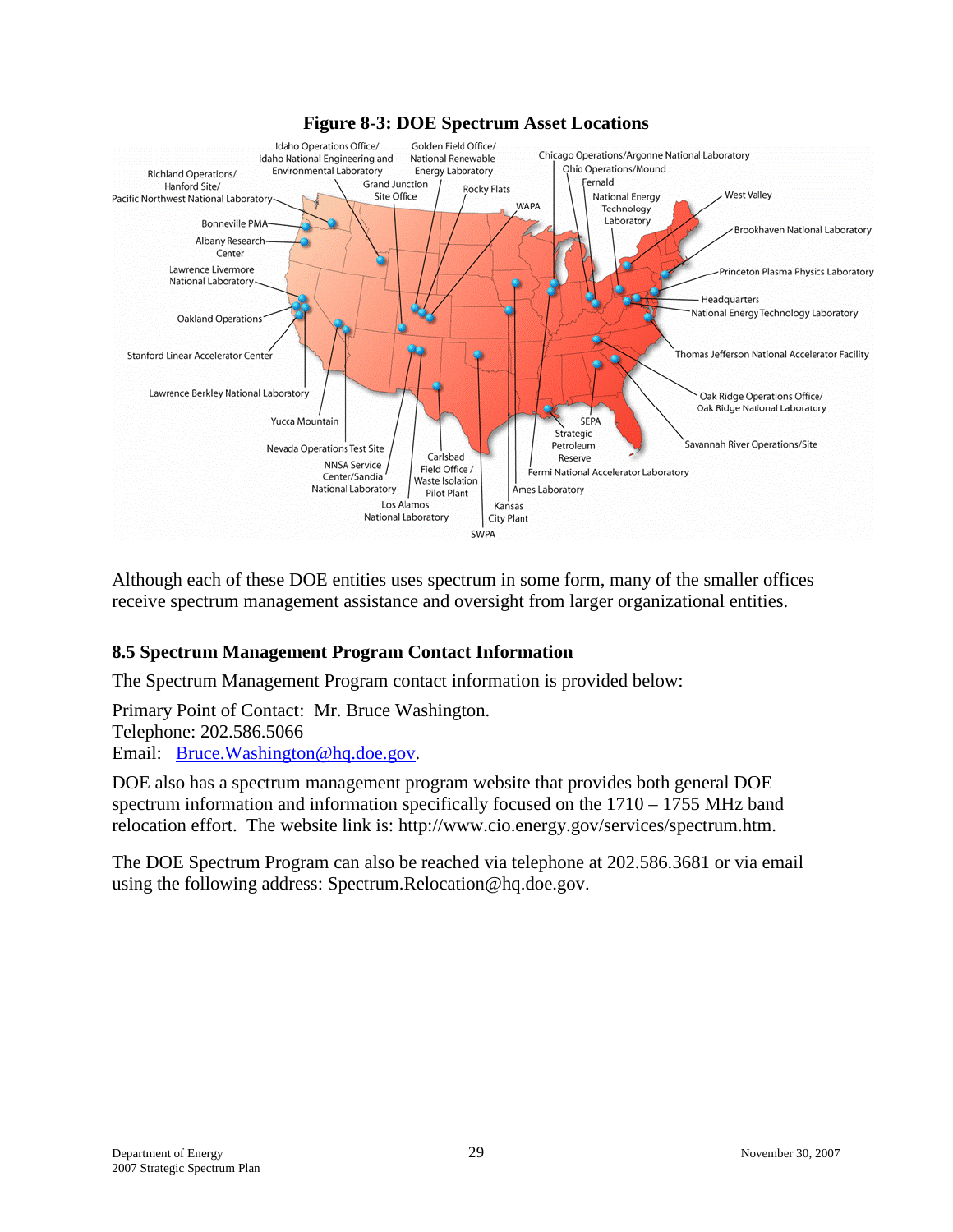**Figure 8-3: DOE Spectrum Asset Locations**

Although each of these DOE entities uses spectrum in some form, many of the smaller offices receive spectrum management assistance and oversight from larger organizational entities.

## 8.5 Spectrum Management Program Contact Information

The Spectrum Management Program contact information is provided below:

Primary Point of Contact: Mr. Bruce Washington.
Telephone: 202.586.5066
Email: Bruce.Washington@hq.doe.gov.

DOE also has a spectrum management program website that provides both general DOE spectrum information and information specifically focused on the 1710 – 1755 MHz band relocation effort. The website link is: http://www.cio.energy.gov/services/spectrum.htm.

The DOE Spectrum Program can also be reached via telephone at 202.586.3681 or via email using the following address: Spectrum.Relocation@hq.doe.gov.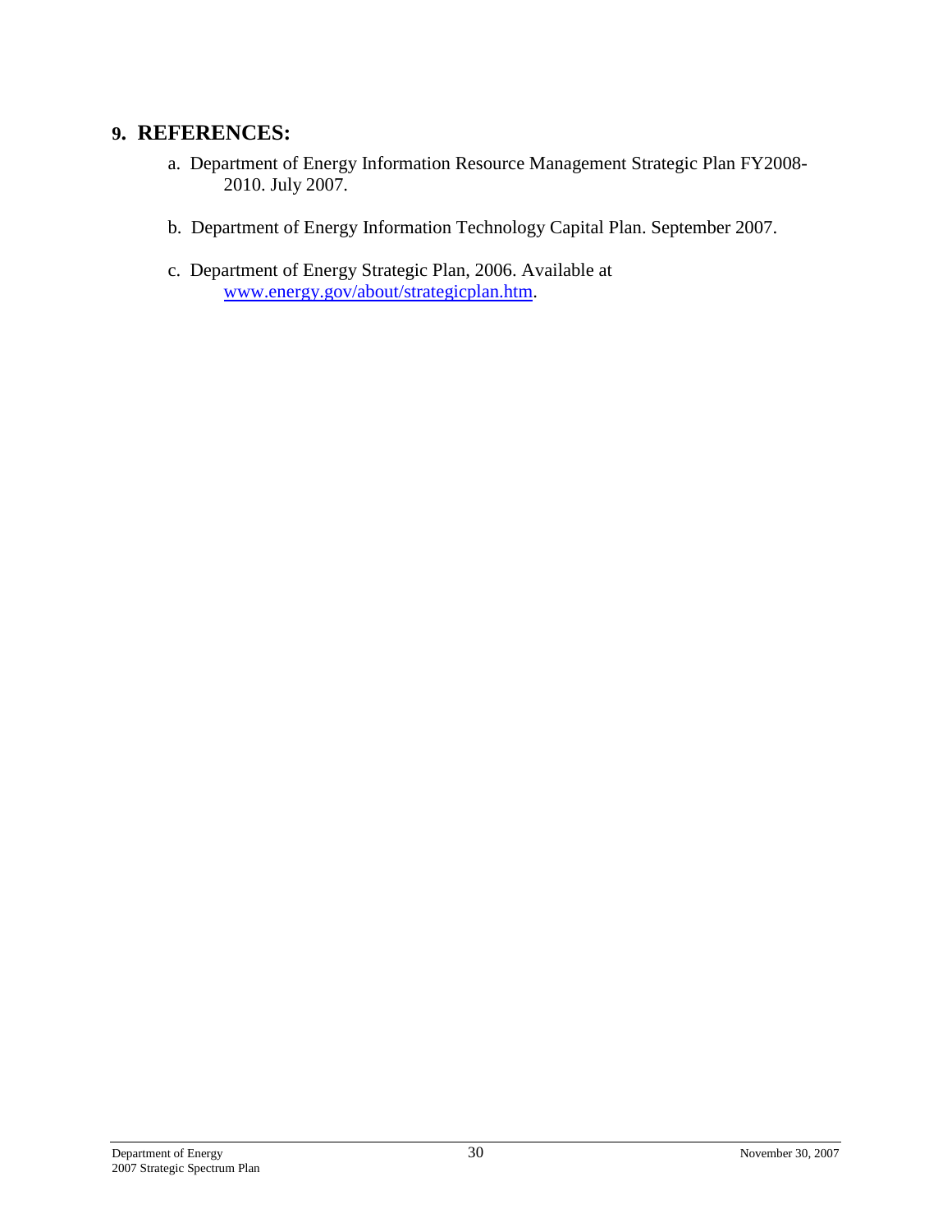## 9. REFERENCES:

a. Department of Energy Information Resource Management Strategic Plan FY2008-2010. July 2007.

b. Department of Energy Information Technology Capital Plan. September 2007.

c. Department of Energy Strategic Plan, 2006. Available at www.energy.gov/about/strategicplan.htm.